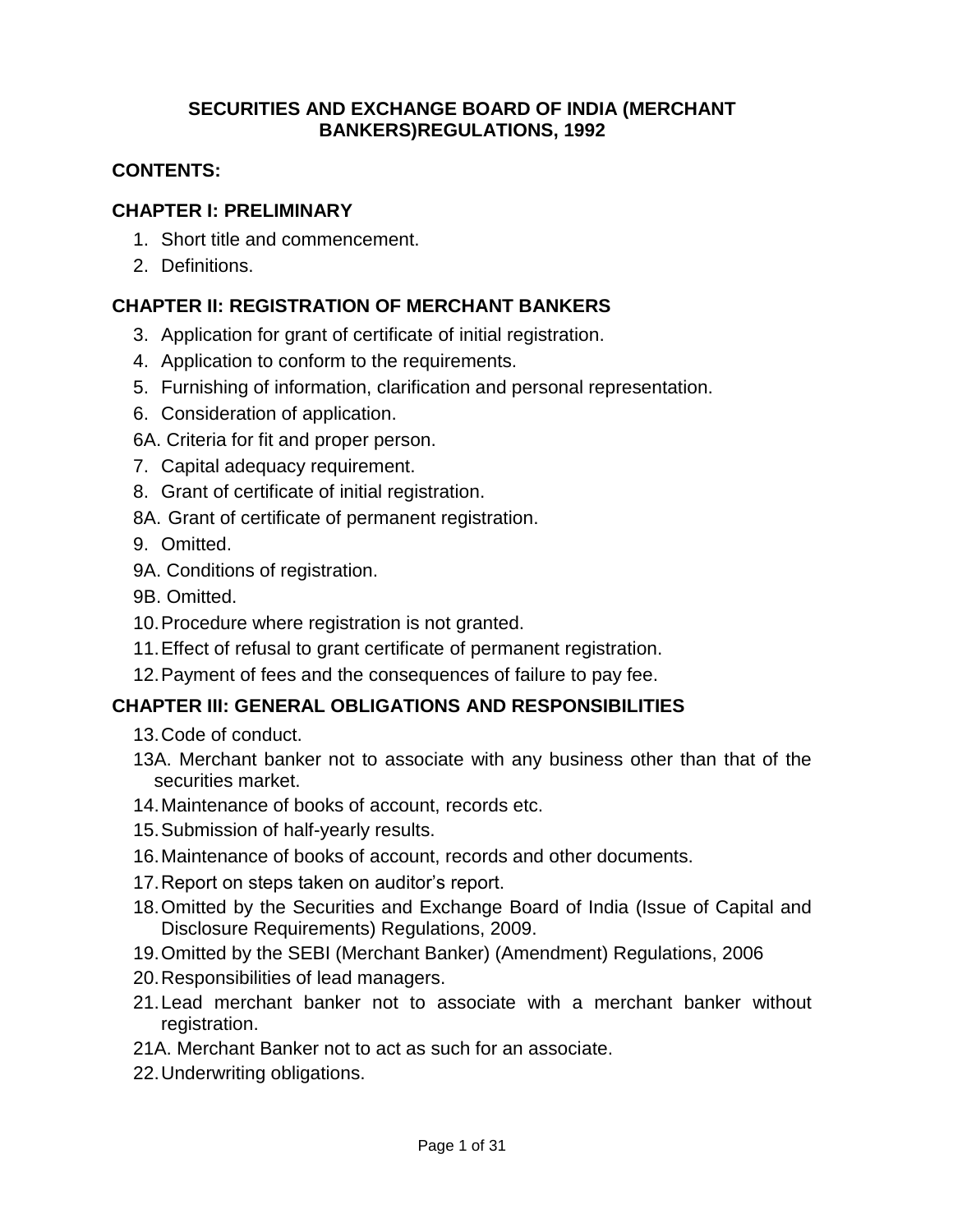# SECURITIES AND EXCHANGE BOARD OF INDIA (MERCHANT BANKERS)REGULATIONS, 1992

## CONTENTS:

### CHAPTER I: PRELIMINARY

1. Short title and commencement.
2. Definitions.

### CHAPTER II: REGISTRATION OF MERCHANT BANKERS

3. Application for grant of certificate of initial registration.
4. Application to conform to the requirements.
5. Furnishing of information, clarification and personal representation.
6. Consideration of application.

6A. Criteria for fit and proper person.

7. Capital adequacy requirement.
8. Grant of certificate of initial registration.

8A. Grant of certificate of permanent registration.

9. Omitted.

9A. Conditions of registration.

9B. Omitted.

10. Procedure where registration is not granted.
11. Effect of refusal to grant certificate of permanent registration.
12. Payment of fees and the consequences of failure to pay fee.

### CHAPTER III: GENERAL OBLIGATIONS AND RESPONSIBILITIES

13. Code of conduct.

13A. Merchant banker not to associate with any business other than that of the securities market.

14. Maintenance of books of account, records etc.
15. Submission of half-yearly results.
16. Maintenance of books of account, records and other documents.
17. Report on steps taken on auditor's report.
18. Omitted by the Securities and Exchange Board of India (Issue of Capital and Disclosure Requirements) Regulations, 2009.
19. Omitted by the SEBI (Merchant Banker) (Amendment) Regulations, 2006
20. Responsibilities of lead managers.
21. Lead merchant banker not to associate with a merchant banker without registration.

21A. Merchant Banker not to act as such for an associate.

22. Underwriting obligations.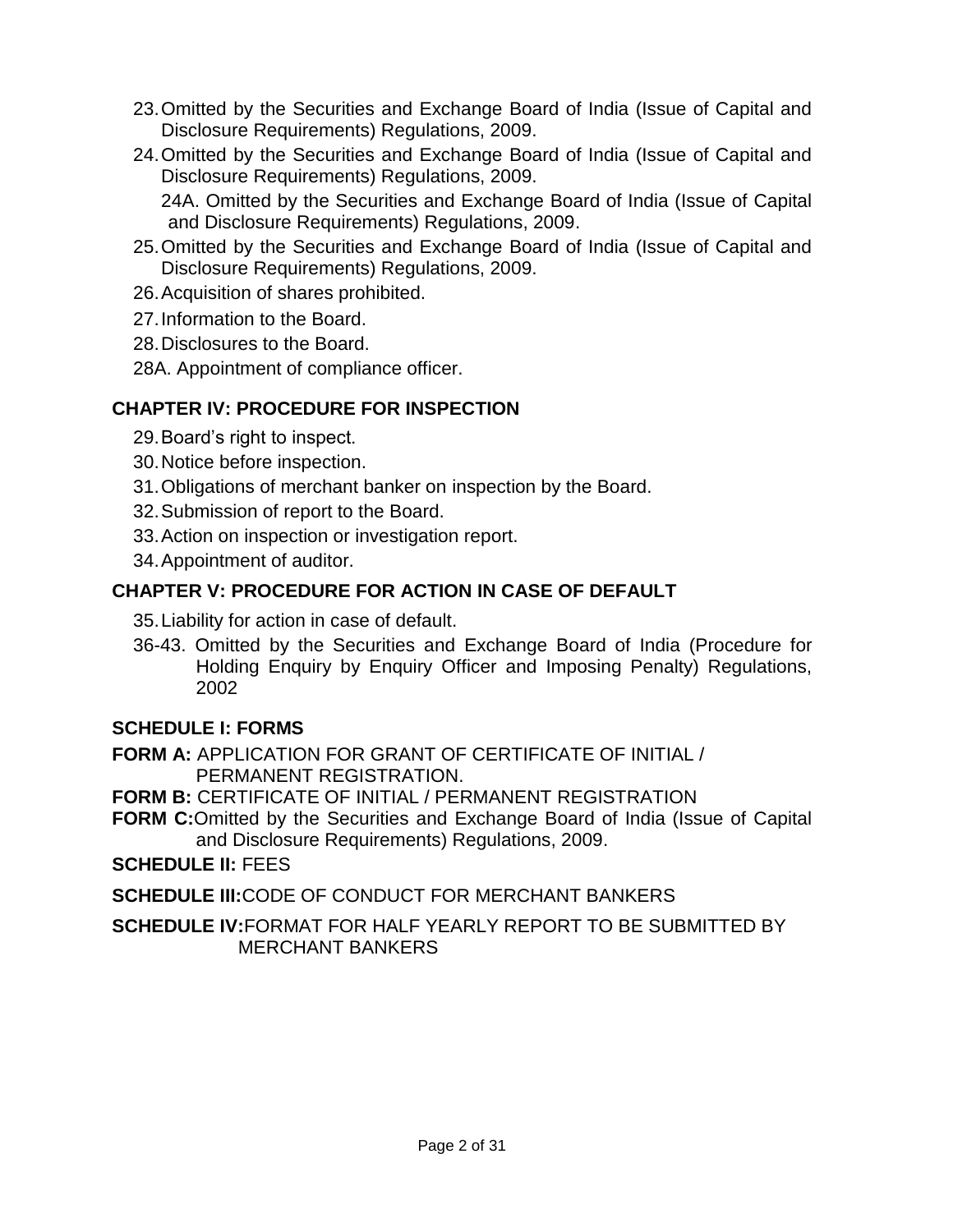23. Omitted by the Securities and Exchange Board of India (Issue of Capital and Disclosure Requirements) Regulations, 2009.
24. Omitted by the Securities and Exchange Board of India (Issue of Capital and Disclosure Requirements) Regulations, 2009.

    24A. Omitted by the Securities and Exchange Board of India (Issue of Capital and Disclosure Requirements) Regulations, 2009.
25. Omitted by the Securities and Exchange Board of India (Issue of Capital and Disclosure Requirements) Regulations, 2009.
26. Acquisition of shares prohibited.
27. Information to the Board.
28. Disclosures to the Board.

    28A. Appointment of compliance officer.

## CHAPTER IV: PROCEDURE FOR INSPECTION

29. Board's right to inspect.
30. Notice before inspection.
31. Obligations of merchant banker on inspection by the Board.
32. Submission of report to the Board.
33. Action on inspection or investigation report.
34. Appointment of auditor.

## CHAPTER V: PROCEDURE FOR ACTION IN CASE OF DEFAULT

35. Liability for action in case of default.

36-43. Omitted by the Securities and Exchange Board of India (Procedure for Holding Enquiry by Enquiry Officer and Imposing Penalty) Regulations, 2002

## SCHEDULE I: FORMS

**FORM A:** APPLICATION FOR GRANT OF CERTIFICATE OF INITIAL / PERMANENT REGISTRATION.

**FORM B:** CERTIFICATE OF INITIAL / PERMANENT REGISTRATION

**FORM C:** Omitted by the Securities and Exchange Board of India (Issue of Capital and Disclosure Requirements) Regulations, 2009.

**SCHEDULE II:** FEES

**SCHEDULE III:** CODE OF CONDUCT FOR MERCHANT BANKERS

**SCHEDULE IV:** FORMAT FOR HALF YEARLY REPORT TO BE SUBMITTED BY MERCHANT BANKERS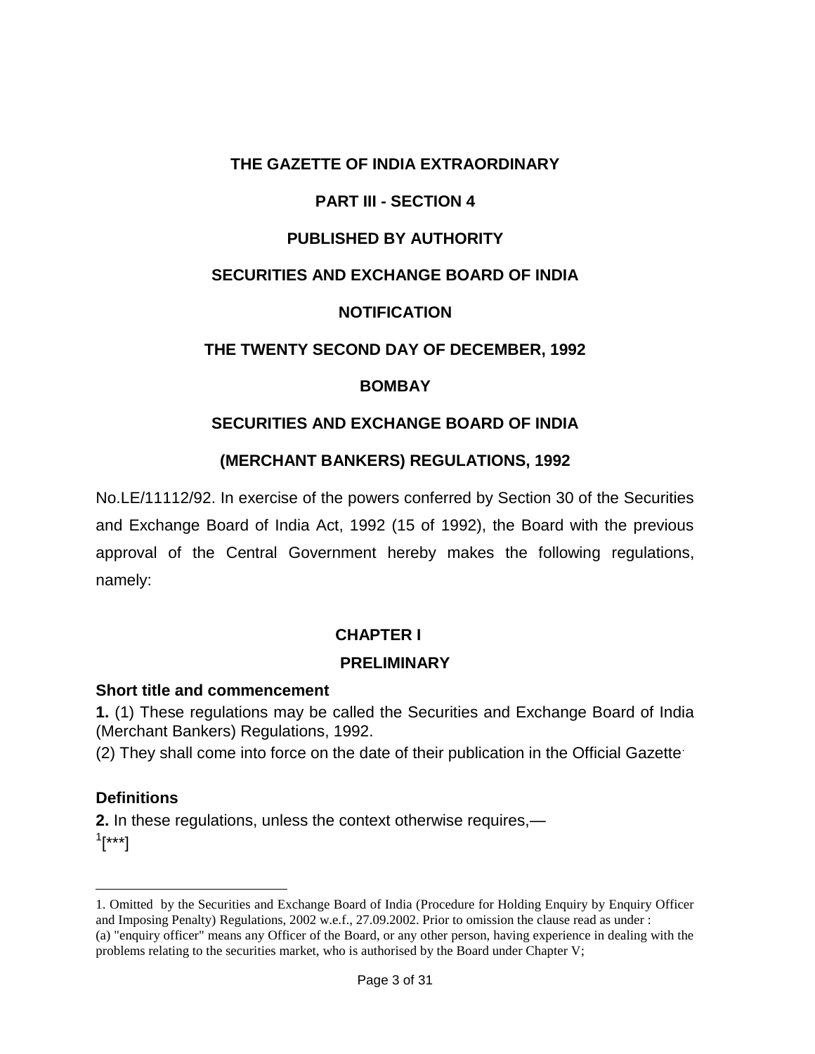**THE GAZETTE OF INDIA EXTRAORDINARY**

**PART III - SECTION 4**

**PUBLISHED BY AUTHORITY**

**SECURITIES AND EXCHANGE BOARD OF INDIA**

**NOTIFICATION**

**THE TWENTY SECOND DAY OF DECEMBER, 1992**

**BOMBAY**

**SECURITIES AND EXCHANGE BOARD OF INDIA**

**(MERCHANT BANKERS) REGULATIONS, 1992**

No.LE/11112/92. In exercise of the powers conferred by Section 30 of the Securities and Exchange Board of India Act, 1992 (15 of 1992), the Board with the previous approval of the Central Government hereby makes the following regulations, namely:

## CHAPTER I

## PRELIMINARY

### Short title and commencement

**1.** (1) These regulations may be called the Securities and Exchange Board of India (Merchant Bankers) Regulations, 1992.

(2) They shall come into force on the date of their publication in the Official Gazette.

### Definitions

**2.** In these regulations, unless the context otherwise requires,—

[1][***]

---

1. Omitted by the Securities and Exchange Board of India (Procedure for Holding Enquiry by Enquiry Officer and Imposing Penalty) Regulations, 2002 w.e.f., 27.09.2002. Prior to omission the clause read as under :
(a) "enquiry officer" means any Officer of the Board, or any other person, having experience in dealing with the problems relating to the securities market, who is authorised by the Board under Chapter V;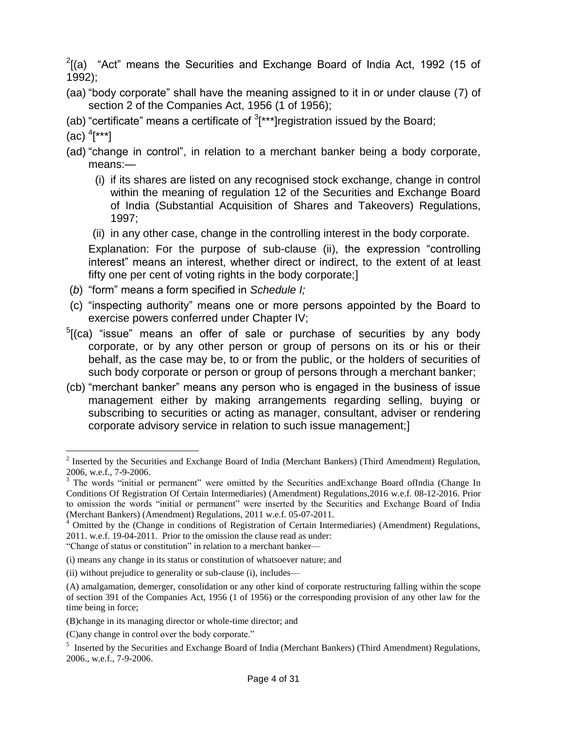[2][(a) "Act" means the Securities and Exchange Board of India Act, 1992 (15 of 1992);

(aa) "body corporate" shall have the meaning assigned to it in or under clause (7) of section 2 of the Companies Act, 1956 (1 of 1956);

(ab) "certificate" means a certificate of [3][***]registration issued by the Board;

(ac) [4][***]

(ad) "change in control", in relation to a merchant banker being a body corporate, means:—

(i) if its shares are listed on any recognised stock exchange, change in control within the meaning of regulation 12 of the Securities and Exchange Board of India (Substantial Acquisition of Shares and Takeovers) Regulations, 1997;

(ii) in any other case, change in the controlling interest in the body corporate.

Explanation: For the purpose of sub-clause (ii), the expression "controlling interest" means an interest, whether direct or indirect, to the extent of at least fifty one per cent of voting rights in the body corporate;]

(*b*) "form" means a form specified in *Schedule I;*

(c) "inspecting authority" means one or more persons appointed by the Board to exercise powers conferred under Chapter IV;

[5][(ca) "issue" means an offer of sale or purchase of securities by any body corporate, or by any other person or group of persons on its or his or their behalf, as the case may be, to or from the public, or the holders of securities of such body corporate or person or group of persons through a merchant banker;

(cb) "merchant banker" means any person who is engaged in the business of issue management either by making arrangements regarding selling, buying or subscribing to securities or acting as manager, consultant, adviser or rendering corporate advisory service in relation to such issue management;]

---

[2] Inserted by the Securities and Exchange Board of India (Merchant Bankers) (Third Amendment) Regulation, 2006, w.e.f., 7-9-2006.

[3] The words "initial or permanent" were omitted by the Securities andExchange Board ofIndia (Change In Conditions Of Registration Of Certain Intermediaries) (Amendment) Regulations,2016 w.e.f. 08-12-2016. Prior to omission the words "initial or permanent" were inserted by the Securities and Exchange Board of India (Merchant Bankers) (Amendment) Regulations, 2011 w.e.f. 05-07-2011.

[4] Omitted by the (Change in conditions of Registration of Certain Intermediaries) (Amendment) Regulations, 2011. w.e.f. 19-04-2011. Prior to the omission the clause read as under:

"Change of status or constitution" in relation to a merchant banker—

(i) means any change in its status or constitution of whatsoever nature; and

(ii) without prejudice to generality or sub-clause (i), includes—

(A) amalgamation, demerger, consolidation or any other kind of corporate restructuring falling within the scope of section 391 of the Companies Act, 1956 (1 of 1956) or the corresponding provision of any other law for the time being in force;

(B)change in its managing director or whole-time director; and

(C)any change in control over the body corporate."

[5] Inserted by the Securities and Exchange Board of India (Merchant Bankers) (Third Amendment) Regulations, 2006., w.e.f., 7-9-2006.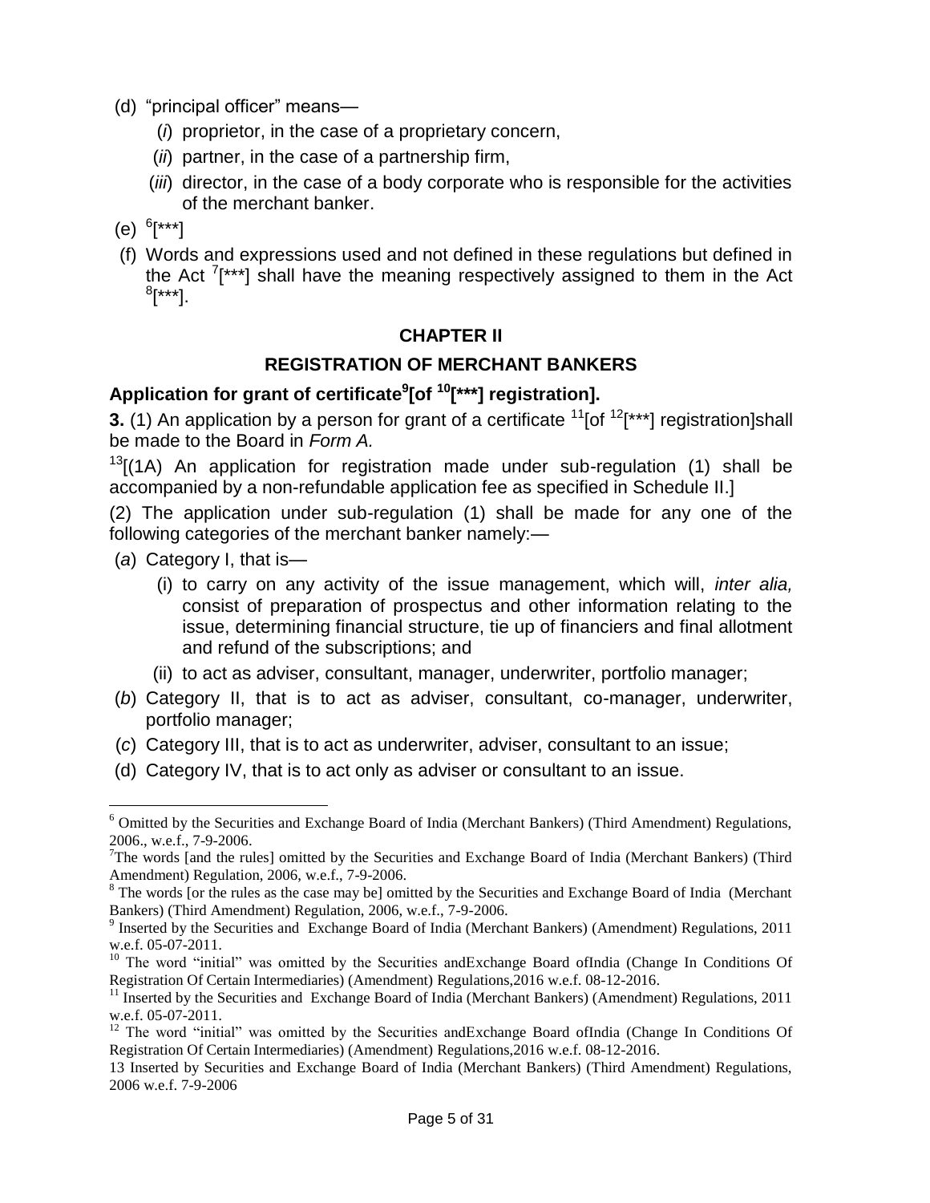(d) "principal officer" means—

(*i*) proprietor, in the case of a proprietary concern,

(*ii*) partner, in the case of a partnership firm,

(*iii*) director, in the case of a body corporate who is responsible for the activities of the merchant banker.

(e) [6][***]

(f) Words and expressions used and not defined in these regulations but defined in the Act [7][***] shall have the meaning respectively assigned to them in the Act [8][***].

## CHAPTER II

## REGISTRATION OF MERCHANT BANKERS

### Application for grant of certificate[9][of [10][***] registration].

**3.** (1) An application by a person for grant of a certificate [11][of [12][***] registration]shall be made to the Board in *Form A.*

[13][(1A) An application for registration made under sub-regulation (1) shall be accompanied by a non-refundable application fee as specified in Schedule II.]

(2) The application under sub-regulation (1) shall be made for any one of the following categories of the merchant banker namely:—

(*a*) Category I, that is—

(i) to carry on any activity of the issue management, which will, *inter alia,* consist of preparation of prospectus and other information relating to the issue, determining financial structure, tie up of financiers and final allotment and refund of the subscriptions; and

(ii) to act as adviser, consultant, manager, underwriter, portfolio manager;

(*b*) Category II, that is to act as adviser, consultant, co-manager, underwriter, portfolio manager;

(*c*) Category III, that is to act as underwriter, adviser, consultant to an issue;

(d) Category IV, that is to act only as adviser or consultant to an issue.

---

[6] Omitted by the Securities and Exchange Board of India (Merchant Bankers) (Third Amendment) Regulations, 2006., w.e.f., 7-9-2006.

[7] The words [and the rules] omitted by the Securities and Exchange Board of India (Merchant Bankers) (Third Amendment) Regulation, 2006, w.e.f., 7-9-2006.

[8] The words [or the rules as the case may be] omitted by the Securities and Exchange Board of India (Merchant Bankers) (Third Amendment) Regulation, 2006, w.e.f., 7-9-2006.

[9] Inserted by the Securities and Exchange Board of India (Merchant Bankers) (Amendment) Regulations, 2011 w.e.f. 05-07-2011.

[10] The word "initial" was omitted by the Securities andExchange Board ofIndia (Change In Conditions Of Registration Of Certain Intermediaries) (Amendment) Regulations,2016 w.e.f. 08-12-2016.

[11] Inserted by the Securities and Exchange Board of India (Merchant Bankers) (Amendment) Regulations, 2011 w.e.f. 05-07-2011.

[12] The word "initial" was omitted by the Securities andExchange Board ofIndia (Change In Conditions Of Registration Of Certain Intermediaries) (Amendment) Regulations,2016 w.e.f. 08-12-2016.

13 Inserted by Securities and Exchange Board of India (Merchant Bankers) (Third Amendment) Regulations, 2006 w.e.f. 7-9-2006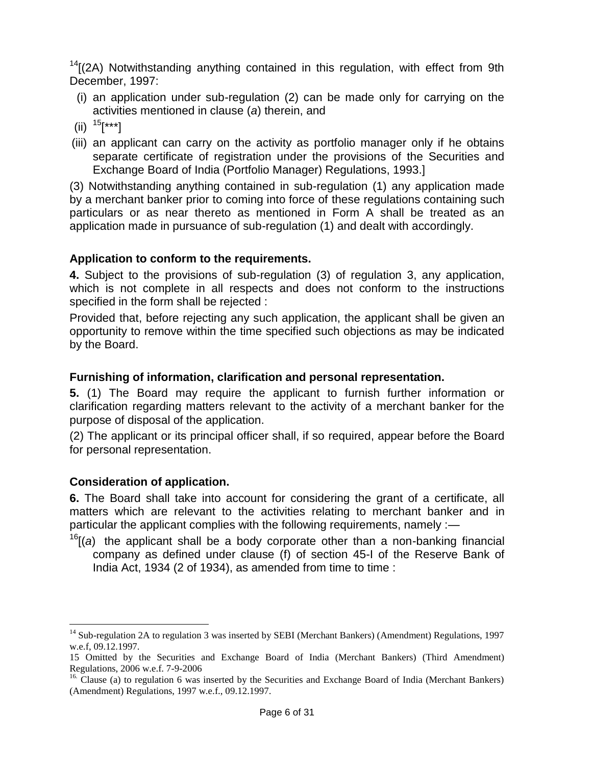[14][(2A) Notwithstanding anything contained in this regulation, with effect from 9th December, 1997:

(i) an application under sub-regulation (2) can be made only for carrying on the activities mentioned in clause (*a*) therein, and

(ii) [15][***]

(iii) an applicant can carry on the activity as portfolio manager only if he obtains separate certificate of registration under the provisions of the Securities and Exchange Board of India (Portfolio Manager) Regulations, 1993.]

(3) Notwithstanding anything contained in sub-regulation (1) any application made by a merchant banker prior to coming into force of these regulations containing such particulars or as near thereto as mentioned in Form A shall be treated as an application made in pursuance of sub-regulation (1) and dealt with accordingly.

**Application to conform to the requirements.**

**4.** Subject to the provisions of sub-regulation (3) of regulation 3, any application, which is not complete in all respects and does not conform to the instructions specified in the form shall be rejected :

Provided that, before rejecting any such application, the applicant shall be given an opportunity to remove within the time specified such objections as may be indicated by the Board.

**Furnishing of information, clarification and personal representation.**

**5.** (1) The Board may require the applicant to furnish further information or clarification regarding matters relevant to the activity of a merchant banker for the purpose of disposal of the application.

(2) The applicant or its principal officer shall, if so required, appear before the Board for personal representation.

**Consideration of application.**

**6.** The Board shall take into account for considering the grant of a certificate, all matters which are relevant to the activities relating to merchant banker and in particular the applicant complies with the following requirements, namely :—

[16][(*a*) the applicant shall be a body corporate other than a non-banking financial company as defined under clause (f) of section 45-I of the Reserve Bank of India Act, 1934 (2 of 1934), as amended from time to time :

---

[14] Sub-regulation 2A to regulation 3 was inserted by SEBI (Merchant Bankers) (Amendment) Regulations, 1997 w.e.f, 09.12.1997.

15 Omitted by the Securities and Exchange Board of India (Merchant Bankers) (Third Amendment) Regulations, 2006 w.e.f. 7-9-2006

[16] Clause (a) to regulation 6 was inserted by the Securities and Exchange Board of India (Merchant Bankers) (Amendment) Regulations, 1997 w.e.f., 09.12.1997.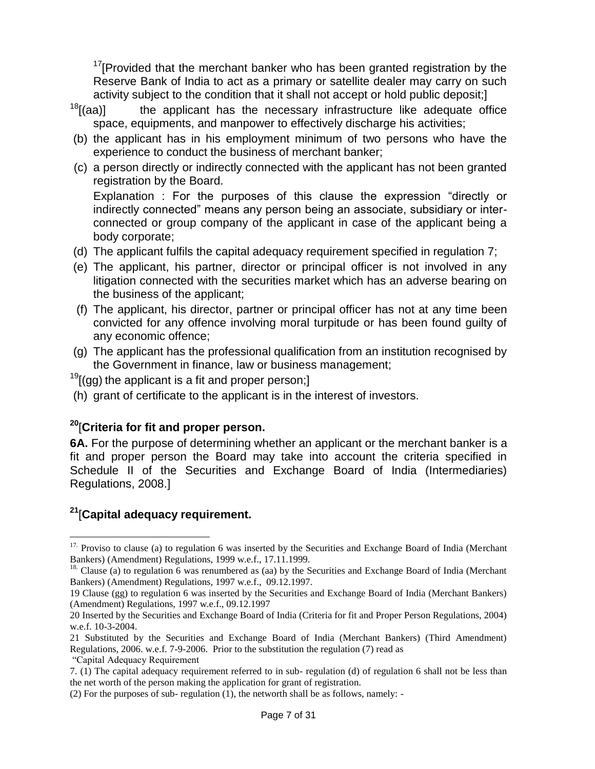[17][Provided that the merchant banker who has been granted registration by the Reserve Bank of India to act as a primary or satellite dealer may carry on such activity subject to the condition that it shall not accept or hold public deposit;]

[18][(aa)] the applicant has the necessary infrastructure like adequate office space, equipments, and manpower to effectively discharge his activities;

(b) the applicant has in his employment minimum of two persons who have the experience to conduct the business of merchant banker;

(c) a person directly or indirectly connected with the applicant has not been granted registration by the Board.

Explanation : For the purposes of this clause the expression "directly or indirectly connected" means any person being an associate, subsidiary or inter-connected or group company of the applicant in case of the applicant being a body corporate;

(d) The applicant fulfils the capital adequacy requirement specified in regulation 7;

(e) The applicant, his partner, director or principal officer is not involved in any litigation connected with the securities market which has an adverse bearing on the business of the applicant;

(f) The applicant, his director, partner or principal officer has not at any time been convicted for any offence involving moral turpitude or has been found guilty of any economic offence;

(g) The applicant has the professional qualification from an institution recognised by the Government in finance, law or business management;

[19][(gg) the applicant is a fit and proper person;]

(h) grant of certificate to the applicant is in the interest of investors.

### [20][Criteria for fit and proper person.

**6A.** For the purpose of determining whether an applicant or the merchant banker is a fit and proper person the Board may take into account the criteria specified in Schedule II of the Securities and Exchange Board of India (Intermediaries) Regulations, 2008.]

### [21][Capital adequacy requirement.

---

[17] Proviso to clause (a) to regulation 6 was inserted by the Securities and Exchange Board of India (Merchant Bankers) (Amendment) Regulations, 1999 w.e.f., 17.11.1999.

[18] Clause (a) to regulation 6 was renumbered as (aa) by the Securities and Exchange Board of India (Merchant Bankers) (Amendment) Regulations, 1997 w.e.f., 09.12.1997.

19 Clause (gg) to regulation 6 was inserted by the Securities and Exchange Board of India (Merchant Bankers) (Amendment) Regulations, 1997 w.e.f., 09.12.1997

20 Inserted by the Securities and Exchange Board of India (Criteria for fit and Proper Person Regulations, 2004) w.e.f. 10-3-2004.

21 Substituted by the Securities and Exchange Board of India (Merchant Bankers) (Third Amendment) Regulations, 2006. w.e.f. 7-9-2006. Prior to the substitution the regulation (7) read as

"Capital Adequacy Requirement

7. (1) The capital adequacy requirement referred to in sub- regulation (d) of regulation 6 shall not be less than the net worth of the person making the application for grant of registration.

(2) For the purposes of sub- regulation (1), the networth shall be as follows, namely: -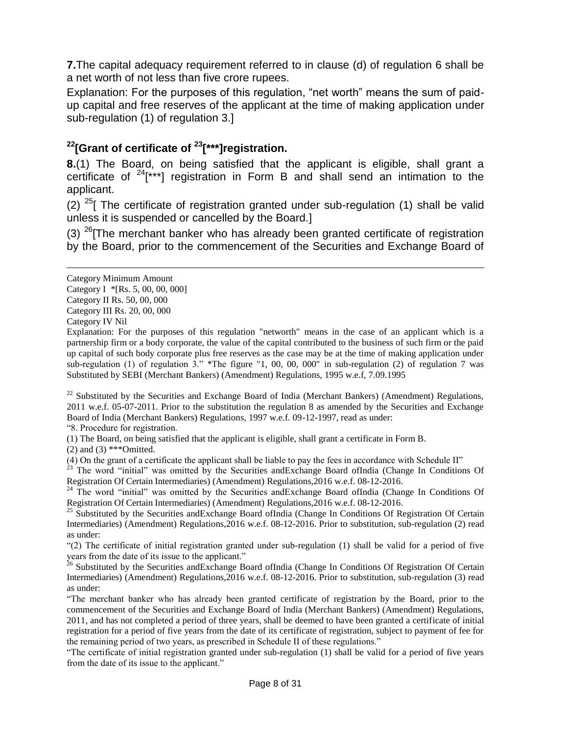**7.** The capital adequacy requirement referred to in clause (d) of regulation 6 shall be a net worth of not less than five crore rupees.

Explanation: For the purposes of this regulation, "net worth" means the sum of paid-up capital and free reserves of the applicant at the time of making application under sub-regulation (1) of regulation 3.]

## [22][Grant of certificate of [23][***]registration.

**8.**(1) The Board, on being satisfied that the applicant is eligible, shall grant a certificate of [24][***] registration in Form B and shall send an intimation to the applicant.

(2) [25][ The certificate of registration granted under sub-regulation (1) shall be valid unless it is suspended or cancelled by the Board.]

(3) [26][The merchant banker who has already been granted certificate of registration by the Board, prior to the commencement of the Securities and Exchange Board of

---

Category Minimum Amount
Category I *[Rs. 5, 00, 00, 000]
Category II Rs. 50, 00, 000
Category III Rs. 20, 00, 000
Category IV Nil

Explanation: For the purposes of this regulation "networth" means in the case of an applicant which is a partnership firm or a body corporate, the value of the capital contributed to the business of such firm or the paid up capital of such body corporate plus free reserves as the case may be at the time of making application under sub-regulation (1) of regulation 3." *The figure "1, 00, 00, 000" in sub-regulation (2) of regulation 7 was Substituted by SEBI (Merchant Bankers) (Amendment) Regulations, 1995 w.e.f, 7.09.1995

[22] Substituted by the Securities and Exchange Board of India (Merchant Bankers) (Amendment) Regulations, 2011 w.e.f. 05-07-2011. Prior to the substitution the regulation 8 as amended by the Securities and Exchange Board of India (Merchant Bankers) Regulations, 1997 w.e.f. 09-12-1997, read as under:

"8. Procedure for registration.

(1) The Board, on being satisfied that the applicant is eligible, shall grant a certificate in Form B.

(2) and (3) ***Omitted.

(4) On the grant of a certificate the applicant shall be liable to pay the fees in accordance with Schedule II"

[23] The word "initial" was omitted by the Securities andExchange Board ofIndia (Change In Conditions Of Registration Of Certain Intermediaries) (Amendment) Regulations,2016 w.e.f. 08-12-2016.

[24] The word "initial" was omitted by the Securities andExchange Board ofIndia (Change In Conditions Of Registration Of Certain Intermediaries) (Amendment) Regulations,2016 w.e.f. 08-12-2016.

[25] Substituted by the Securities andExchange Board ofIndia (Change In Conditions Of Registration Of Certain Intermediaries) (Amendment) Regulations,2016 w.e.f. 08-12-2016. Prior to substitution, sub-regulation (2) read as under:

"(2) The certificate of initial registration granted under sub-regulation (1) shall be valid for a period of five years from the date of its issue to the applicant."

[26] Substituted by the Securities andExchange Board ofIndia (Change In Conditions Of Registration Of Certain Intermediaries) (Amendment) Regulations,2016 w.e.f. 08-12-2016. Prior to substitution, sub-regulation (3) read as under:

"The merchant banker who has already been granted certificate of registration by the Board, prior to the commencement of the Securities and Exchange Board of India (Merchant Bankers) (Amendment) Regulations, 2011, and has not completed a period of three years, shall be deemed to have been granted a certificate of initial registration for a period of five years from the date of its certificate of registration, subject to payment of fee for the remaining period of two years, as prescribed in Schedule II of these regulations."

"The certificate of initial registration granted under sub-regulation (1) shall be valid for a period of five years from the date of its issue to the applicant."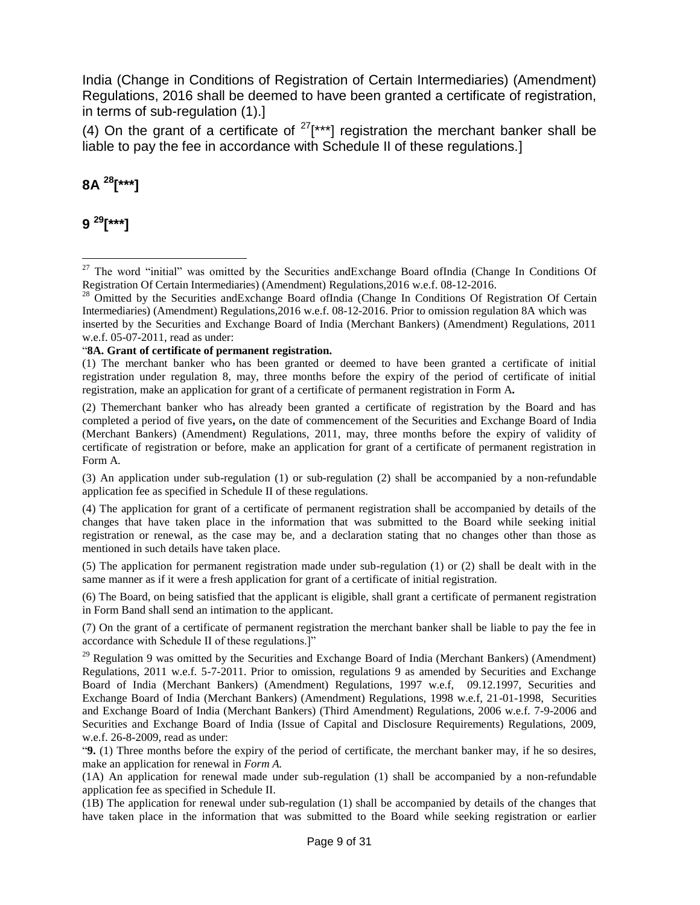India (Change in Conditions of Registration of Certain Intermediaries) (Amendment) Regulations, 2016 shall be deemed to have been granted a certificate of registration, in terms of sub-regulation (1).]

(4) On the grant of a certificate of [27][***] registration the merchant banker shall be liable to pay the fee in accordance with Schedule II of these regulations.]

**8A [28][***]**

**9 [29][***]**

---

[27] The word "initial" was omitted by the Securities andExchange Board ofIndia (Change In Conditions Of Registration Of Certain Intermediaries) (Amendment) Regulations,2016 w.e.f. 08-12-2016.

[28] Omitted by the Securities andExchange Board ofIndia (Change In Conditions Of Registration Of Certain Intermediaries) (Amendment) Regulations,2016 w.e.f. 08-12-2016. Prior to omission regulation 8A which was inserted by the Securities and Exchange Board of India (Merchant Bankers) (Amendment) Regulations, 2011 w.e.f. 05-07-2011, read as under:

"**8A. Grant of certificate of permanent registration.**

(1) The merchant banker who has been granted or deemed to have been granted a certificate of initial registration under regulation 8, may, three months before the expiry of the period of certificate of initial registration, make an application for grant of a certificate of permanent registration in Form A**.**

(2) Themerchant banker who has already been granted a certificate of registration by the Board and has completed a period of five years**,** on the date of commencement of the Securities and Exchange Board of India (Merchant Bankers) (Amendment) Regulations, 2011, may, three months before the expiry of validity of certificate of registration or before, make an application for grant of a certificate of permanent registration in Form A.

(3) An application under sub-regulation (1) or sub-regulation (2) shall be accompanied by a non-refundable application fee as specified in Schedule II of these regulations.

(4) The application for grant of a certificate of permanent registration shall be accompanied by details of the changes that have taken place in the information that was submitted to the Board while seeking initial registration or renewal, as the case may be, and a declaration stating that no changes other than those as mentioned in such details have taken place.

(5) The application for permanent registration made under sub-regulation (1) or (2) shall be dealt with in the same manner as if it were a fresh application for grant of a certificate of initial registration.

(6) The Board, on being satisfied that the applicant is eligible, shall grant a certificate of permanent registration in Form Band shall send an intimation to the applicant.

(7) On the grant of a certificate of permanent registration the merchant banker shall be liable to pay the fee in accordance with Schedule II of these regulations.]"

[29] Regulation 9 was omitted by the Securities and Exchange Board of India (Merchant Bankers) (Amendment) Regulations, 2011 w.e.f. 5-7-2011. Prior to omission, regulations 9 as amended by Securities and Exchange Board of India (Merchant Bankers) (Amendment) Regulations, 1997 w.e.f, 09.12.1997, Securities and Exchange Board of India (Merchant Bankers) (Amendment) Regulations, 1998 w.e.f, 21-01-1998, Securities and Exchange Board of India (Merchant Bankers) (Third Amendment) Regulations, 2006 w.e.f. 7-9-2006 and Securities and Exchange Board of India (Issue of Capital and Disclosure Requirements) Regulations, 2009, w.e.f. 26-8-2009, read as under:

"**9.** (1) Three months before the expiry of the period of certificate, the merchant banker may, if he so desires, make an application for renewal in *Form A.*

(1A) An application for renewal made under sub-regulation (1) shall be accompanied by a non-refundable application fee as specified in Schedule II.

(1B) The application for renewal under sub-regulation (1) shall be accompanied by details of the changes that have taken place in the information that was submitted to the Board while seeking registration or earlier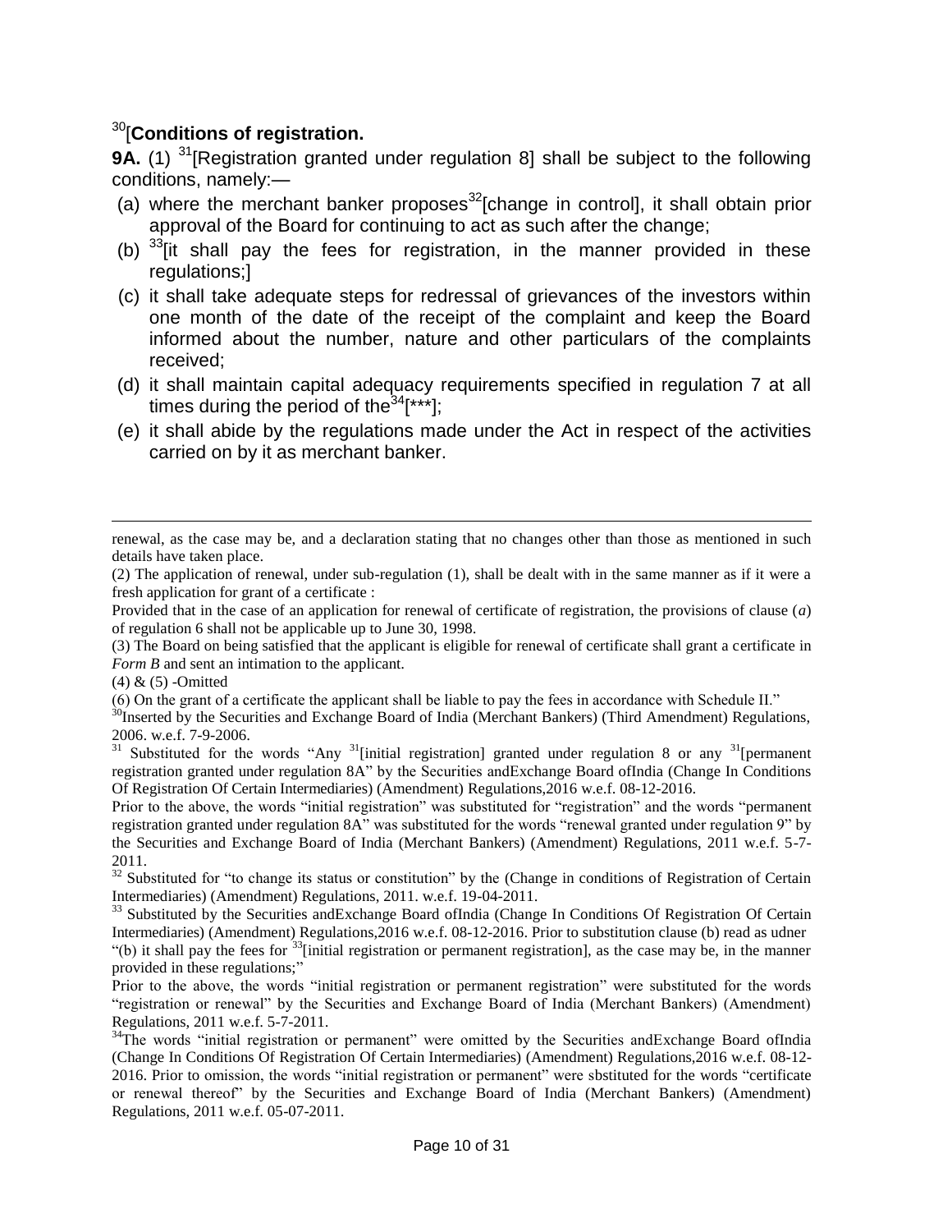[30][**Conditions of registration.**

**9A.** (1) [31][Registration granted under regulation 8] shall be subject to the following conditions, namely:—

(a) where the merchant banker proposes[32][change in control], it shall obtain prior approval of the Board for continuing to act as such after the change;

(b) [33][it shall pay the fees for registration, in the manner provided in these regulations;]

(c) it shall take adequate steps for redressal of grievances of the investors within one month of the date of the receipt of the complaint and keep the Board informed about the number, nature and other particulars of the complaints received;

(d) it shall maintain capital adequacy requirements specified in regulation 7 at all times during the period of the[34][***];

(e) it shall abide by the regulations made under the Act in respect of the activities carried on by it as merchant banker.

---

renewal, as the case may be, and a declaration stating that no changes other than those as mentioned in such details have taken place.

(2) The application of renewal, under sub-regulation (1), shall be dealt with in the same manner as if it were a fresh application for grant of a certificate :

Provided that in the case of an application for renewal of certificate of registration, the provisions of clause (*a*) of regulation 6 shall not be applicable up to June 30, 1998.

(3) The Board on being satisfied that the applicant is eligible for renewal of certificate shall grant a certificate in *Form B* and sent an intimation to the applicant.

(4) & (5) -Omitted

(6) On the grant of a certificate the applicant shall be liable to pay the fees in accordance with Schedule II."

[30]Inserted by the Securities and Exchange Board of India (Merchant Bankers) (Third Amendment) Regulations, 2006. w.e.f. 7-9-2006.

[31] Substituted for the words "Any [31][initial registration] granted under regulation 8 or any [31][permanent registration granted under regulation 8A" by the Securities andExchange Board ofIndia (Change In Conditions Of Registration Of Certain Intermediaries) (Amendment) Regulations,2016 w.e.f. 08-12-2016.

Prior to the above, the words "initial registration" was substituted for "registration" and the words "permanent registration granted under regulation 8A" was substituted for the words "renewal granted under regulation 9" by the Securities and Exchange Board of India (Merchant Bankers) (Amendment) Regulations, 2011 w.e.f. 5-7-2011.

[32] Substituted for "to change its status or constitution" by the (Change in conditions of Registration of Certain Intermediaries) (Amendment) Regulations, 2011. w.e.f. 19-04-2011.

[33] Substituted by the Securities andExchange Board ofIndia (Change In Conditions Of Registration Of Certain Intermediaries) (Amendment) Regulations,2016 w.e.f. 08-12-2016. Prior to substitution clause (b) read as udner "(b) it shall pay the fees for [33][initial registration or permanent registration], as the case may be, in the manner provided in these regulations;"

Prior to the above, the words "initial registration or permanent registration" were substituted for the words "registration or renewal" by the Securities and Exchange Board of India (Merchant Bankers) (Amendment) Regulations, 2011 w.e.f. 5-7-2011.

[34]The words "initial registration or permanent" were omitted by the Securities andExchange Board ofIndia (Change In Conditions Of Registration Of Certain Intermediaries) (Amendment) Regulations,2016 w.e.f. 08-12-2016. Prior to omission, the words "initial registration or permanent" were sbstituted for the words "certificate or renewal thereof" by the Securities and Exchange Board of India (Merchant Bankers) (Amendment) Regulations, 2011 w.e.f. 05-07-2011.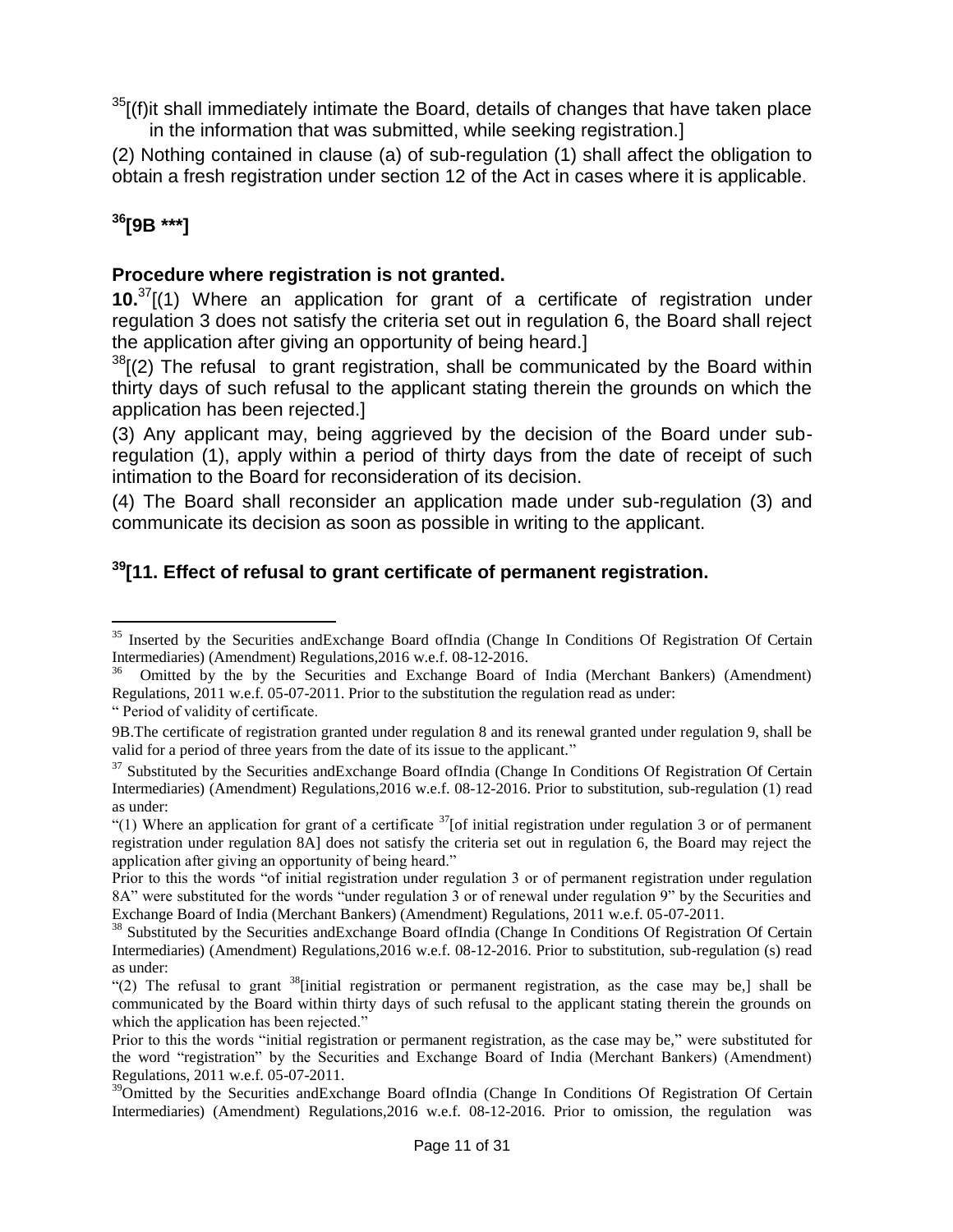[35][(f)it shall immediately intimate the Board, details of changes that have taken place in the information that was submitted, while seeking registration.]

(2) Nothing contained in clause (a) of sub-regulation (1) shall affect the obligation to obtain a fresh registration under section 12 of the Act in cases where it is applicable.

**[36][9B ***]**

### Procedure where registration is not granted.

**10.**[37][(1) Where an application for grant of a certificate of registration under regulation 3 does not satisfy the criteria set out in regulation 6, the Board shall reject the application after giving an opportunity of being heard.]

[38][(2) The refusal to grant registration, shall be communicated by the Board within thirty days of such refusal to the applicant stating therein the grounds on which the application has been rejected.]

(3) Any applicant may, being aggrieved by the decision of the Board under sub-regulation (1), apply within a period of thirty days from the date of receipt of such intimation to the Board for reconsideration of its decision.

(4) The Board shall reconsider an application made under sub-regulation (3) and communicate its decision as soon as possible in writing to the applicant.

### [39][11. Effect of refusal to grant certificate of permanent registration.

---

[35] Inserted by the Securities andExchange Board ofIndia (Change In Conditions Of Registration Of Certain Intermediaries) (Amendment) Regulations,2016 w.e.f. 08-12-2016.

[36] Omitted by the by the Securities and Exchange Board of India (Merchant Bankers) (Amendment) Regulations, 2011 w.e.f. 05-07-2011. Prior to the substitution the regulation read as under:

" Period of validity of certificate.

9B.The certificate of registration granted under regulation 8 and its renewal granted under regulation 9, shall be valid for a period of three years from the date of its issue to the applicant."

[37] Substituted by the Securities andExchange Board ofIndia (Change In Conditions Of Registration Of Certain Intermediaries) (Amendment) Regulations,2016 w.e.f. 08-12-2016. Prior to substitution, sub-regulation (1) read as under:

"(1) Where an application for grant of a certificate [37][of initial registration under regulation 3 or of permanent registration under regulation 8A] does not satisfy the criteria set out in regulation 6, the Board may reject the application after giving an opportunity of being heard."

Prior to this the words "of initial registration under regulation 3 or of permanent registration under regulation 8A" were substituted for the words "under regulation 3 or of renewal under regulation 9" by the Securities and Exchange Board of India (Merchant Bankers) (Amendment) Regulations, 2011 w.e.f. 05-07-2011.

[38] Substituted by the Securities andExchange Board ofIndia (Change In Conditions Of Registration Of Certain Intermediaries) (Amendment) Regulations,2016 w.e.f. 08-12-2016. Prior to substitution, sub-regulation (s) read as under:

"(2) The refusal to grant [38][initial registration or permanent registration, as the case may be,] shall be communicated by the Board within thirty days of such refusal to the applicant stating therein the grounds on which the application has been rejected."

Prior to this the words "initial registration or permanent registration, as the case may be," were substituted for the word "registration" by the Securities and Exchange Board of India (Merchant Bankers) (Amendment) Regulations, 2011 w.e.f. 05-07-2011.

[39]Omitted by the Securities andExchange Board ofIndia (Change In Conditions Of Registration Of Certain Intermediaries) (Amendment) Regulations,2016 w.e.f. 08-12-2016. Prior to omission, the regulation was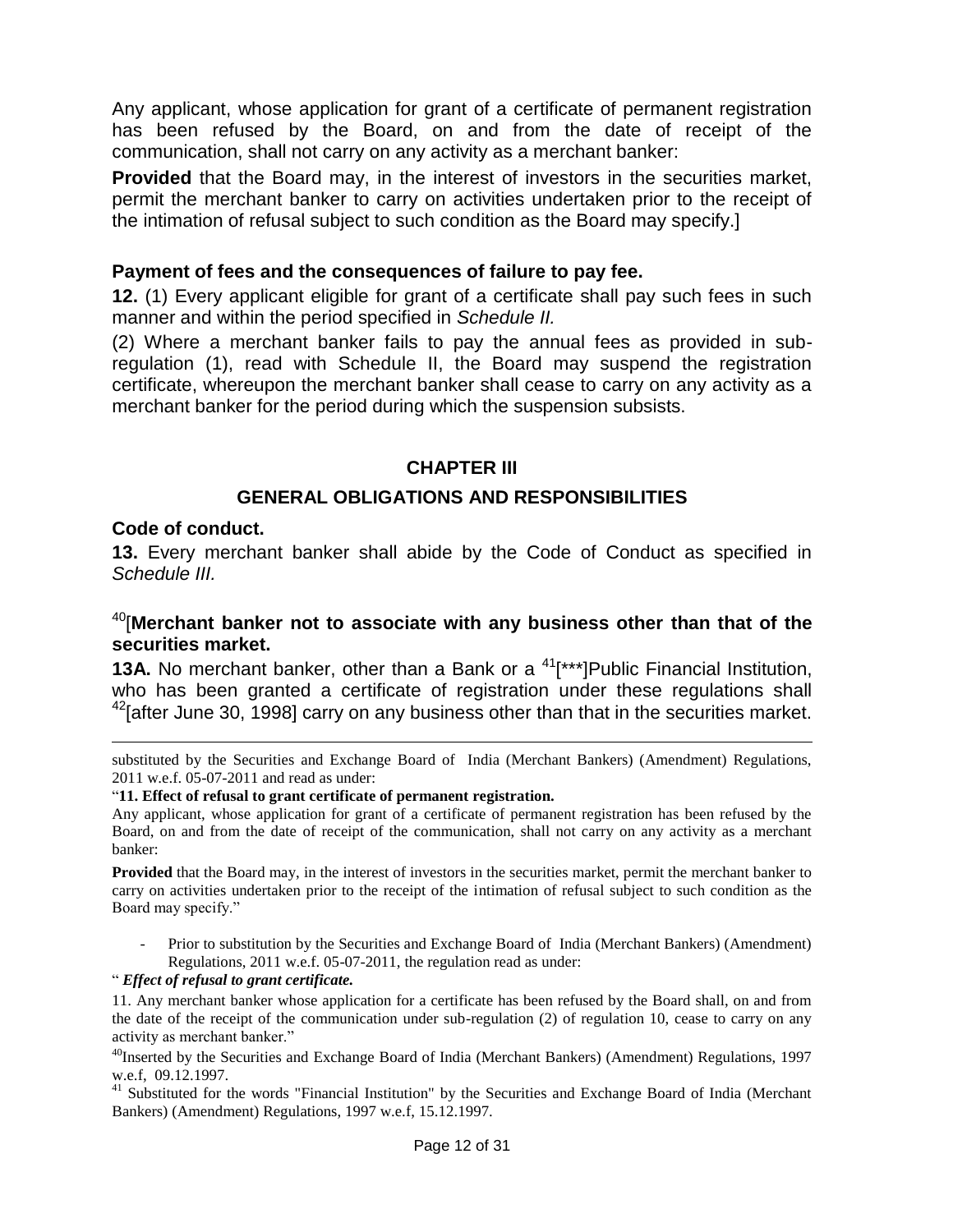Any applicant, whose application for grant of a certificate of permanent registration has been refused by the Board, on and from the date of receipt of the communication, shall not carry on any activity as a merchant banker:

**Provided** that the Board may, in the interest of investors in the securities market, permit the merchant banker to carry on activities undertaken prior to the receipt of the intimation of refusal subject to such condition as the Board may specify.]

**Payment of fees and the consequences of failure to pay fee.**

**12.** (1) Every applicant eligible for grant of a certificate shall pay such fees in such manner and within the period specified in *Schedule II.*

(2) Where a merchant banker fails to pay the annual fees as provided in sub-regulation (1), read with Schedule II, the Board may suspend the registration certificate, whereupon the merchant banker shall cease to carry on any activity as a merchant banker for the period during which the suspension subsists.

## CHAPTER III

## GENERAL OBLIGATIONS AND RESPONSIBILITIES

**Code of conduct.**

**13.** Every merchant banker shall abide by the Code of Conduct as specified in *Schedule III.*

[40][**Merchant banker not to associate with any business other than that of the securities market.**

**13A.** No merchant banker, other than a Bank or a [41][***]Public Financial Institution, who has been granted a certificate of registration under these regulations shall [42][after June 30, 1998] carry on any business other than that in the securities market.

---

substituted by the Securities and Exchange Board of India (Merchant Bankers) (Amendment) Regulations, 2011 w.e.f. 05-07-2011 and read as under:

"**11. Effect of refusal to grant certificate of permanent registration.**

Any applicant, whose application for grant of a certificate of permanent registration has been refused by the Board, on and from the date of receipt of the communication, shall not carry on any activity as a merchant banker:

**Provided** that the Board may, in the interest of investors in the securities market, permit the merchant banker to carry on activities undertaken prior to the receipt of the intimation of refusal subject to such condition as the Board may specify."

- Prior to substitution by the Securities and Exchange Board of India (Merchant Bankers) (Amendment) Regulations, 2011 w.e.f. 05-07-2011, the regulation read as under:

" ***Effect of refusal to grant certificate.***

11. Any merchant banker whose application for a certificate has been refused by the Board shall, on and from the date of the receipt of the communication under sub-regulation (2) of regulation 10, cease to carry on any activity as merchant banker."

[40] Inserted by the Securities and Exchange Board of India (Merchant Bankers) (Amendment) Regulations, 1997 w.e.f, 09.12.1997.

[41] Substituted for the words "Financial Institution" by the Securities and Exchange Board of India (Merchant Bankers) (Amendment) Regulations, 1997 w.e.f, 15.12.1997.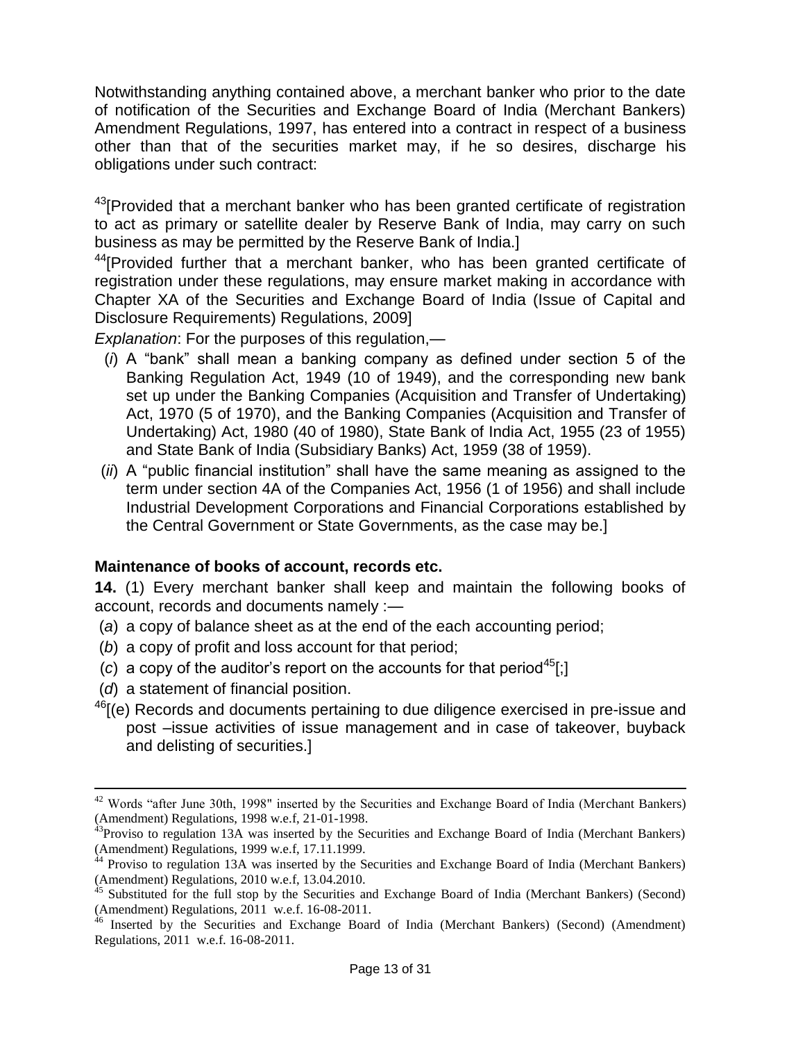Notwithstanding anything contained above, a merchant banker who prior to the date of notification of the Securities and Exchange Board of India (Merchant Bankers) Amendment Regulations, 1997, has entered into a contract in respect of a business other than that of the securities market may, if he so desires, discharge his obligations under such contract:

[43][Provided that a merchant banker who has been granted certificate of registration to act as primary or satellite dealer by Reserve Bank of India, may carry on such business as may be permitted by the Reserve Bank of India.]

[44][Provided further that a merchant banker, who has been granted certificate of registration under these regulations, may ensure market making in accordance with Chapter XA of the Securities and Exchange Board of India (Issue of Capital and Disclosure Requirements) Regulations, 2009]

*Explanation*: For the purposes of this regulation,—

(*i*) A "bank" shall mean a banking company as defined under section 5 of the Banking Regulation Act, 1949 (10 of 1949), and the corresponding new bank set up under the Banking Companies (Acquisition and Transfer of Undertaking) Act, 1970 (5 of 1970), and the Banking Companies (Acquisition and Transfer of Undertaking) Act, 1980 (40 of 1980), State Bank of India Act, 1955 (23 of 1955) and State Bank of India (Subsidiary Banks) Act, 1959 (38 of 1959).

(*ii*) A "public financial institution" shall have the same meaning as assigned to the term under section 4A of the Companies Act, 1956 (1 of 1956) and shall include Industrial Development Corporations and Financial Corporations established by the Central Government or State Governments, as the case may be.]

**Maintenance of books of account, records etc.**

**14.** (1) Every merchant banker shall keep and maintain the following books of account, records and documents namely :—

(*a*) a copy of balance sheet as at the end of the each accounting period;

(*b*) a copy of profit and loss account for that period;

(*c*) a copy of the auditor's report on the accounts for that period[45][;]

(*d*) a statement of financial position.

[46][(e) Records and documents pertaining to due diligence exercised in pre-issue and post –issue activities of issue management and in case of takeover, buyback and delisting of securities.]

---

[42] Words "after June 30th, 1998" inserted by the Securities and Exchange Board of India (Merchant Bankers) (Amendment) Regulations, 1998 w.e.f, 21-01-1998.

[43] Proviso to regulation 13A was inserted by the Securities and Exchange Board of India (Merchant Bankers) (Amendment) Regulations, 1999 w.e.f, 17.11.1999.

[44] Proviso to regulation 13A was inserted by the Securities and Exchange Board of India (Merchant Bankers) (Amendment) Regulations, 2010 w.e.f, 13.04.2010.

[45] Substituted for the full stop by the Securities and Exchange Board of India (Merchant Bankers) (Second) (Amendment) Regulations, 2011 w.e.f. 16-08-2011.

[46] Inserted by the Securities and Exchange Board of India (Merchant Bankers) (Second) (Amendment) Regulations, 2011 w.e.f. 16-08-2011.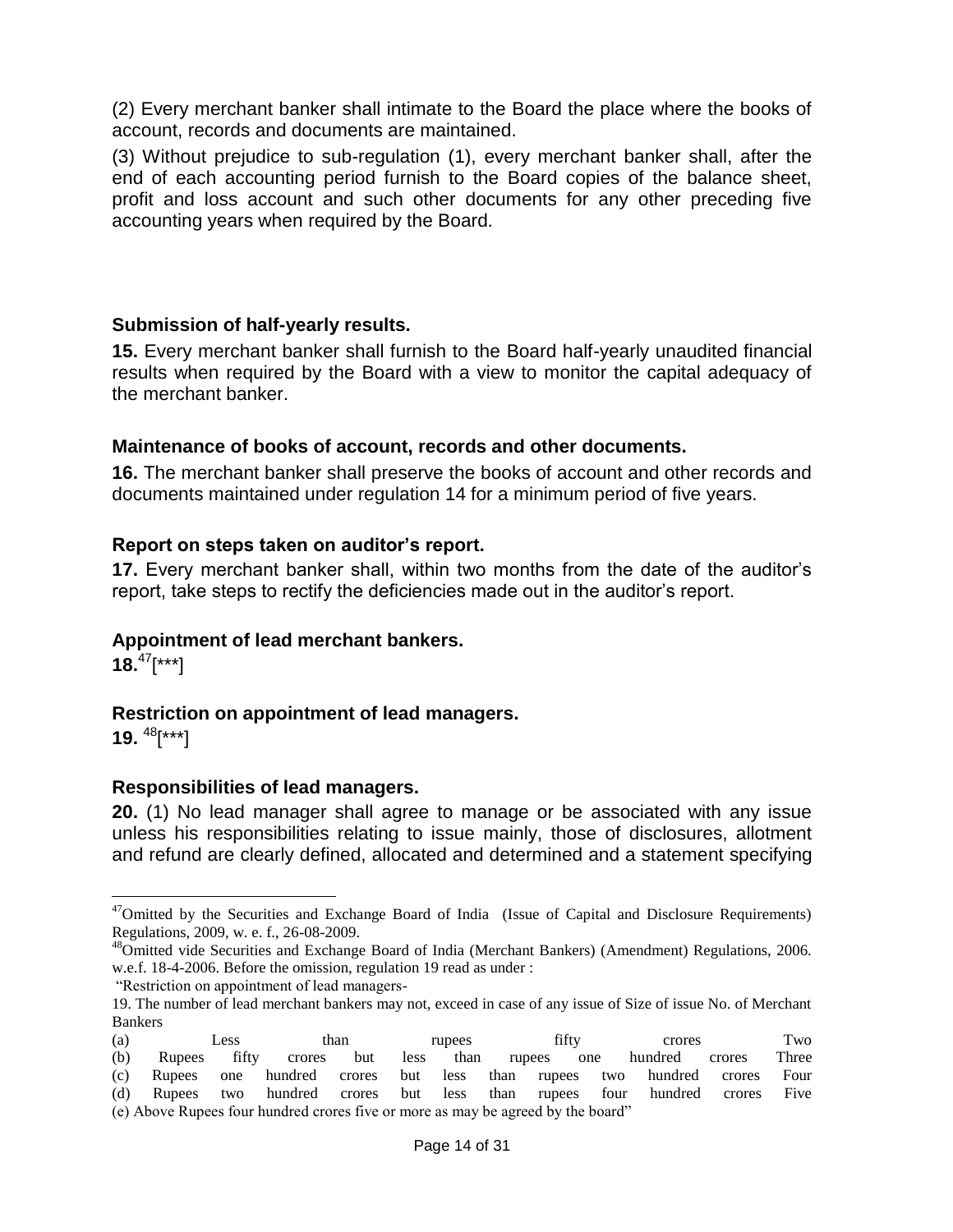(2) Every merchant banker shall intimate to the Board the place where the books of account, records and documents are maintained.

(3) Without prejudice to sub-regulation (1), every merchant banker shall, after the end of each accounting period furnish to the Board copies of the balance sheet, profit and loss account and such other documents for any other preceding five accounting years when required by the Board.

### Submission of half-yearly results.

**15.** Every merchant banker shall furnish to the Board half-yearly unaudited financial results when required by the Board with a view to monitor the capital adequacy of the merchant banker.

### Maintenance of books of account, records and other documents.

**16.** The merchant banker shall preserve the books of account and other records and documents maintained under regulation 14 for a minimum period of five years.

### Report on steps taken on auditor's report.

**17.** Every merchant banker shall, within two months from the date of the auditor's report, take steps to rectify the deficiencies made out in the auditor's report.

### Appointment of lead merchant bankers.

**18.**[47][***]

### Restriction on appointment of lead managers.

**19.** [48][***]

### Responsibilities of lead managers.

**20.** (1) No lead manager shall agree to manage or be associated with any issue unless his responsibilities relating to issue mainly, those of disclosures, allotment and refund are clearly defined, allocated and determined and a statement specifying

---

[47] Omitted by the Securities and Exchange Board of India (Issue of Capital and Disclosure Requirements) Regulations, 2009, w. e. f., 26-08-2009.

[48] Omitted vide Securities and Exchange Board of India (Merchant Bankers) (Amendment) Regulations, 2006. w.e.f. 18-4-2006. Before the omission, regulation 19 read as under :

"Restriction on appointment of lead managers-

19. The number of lead merchant bankers may not, exceed in case of any issue of Size of issue No. of Merchant Bankers

(a) Less than rupees fifty crores Two
(b) Rupees fifty crores but less than rupees one hundred crores Three
(c) Rupees one hundred crores but less than rupees two hundred crores Four
(d) Rupees two hundred crores but less than rupees four hundred crores Five
(e) Above Rupees four hundred crores five or more as may be agreed by the board"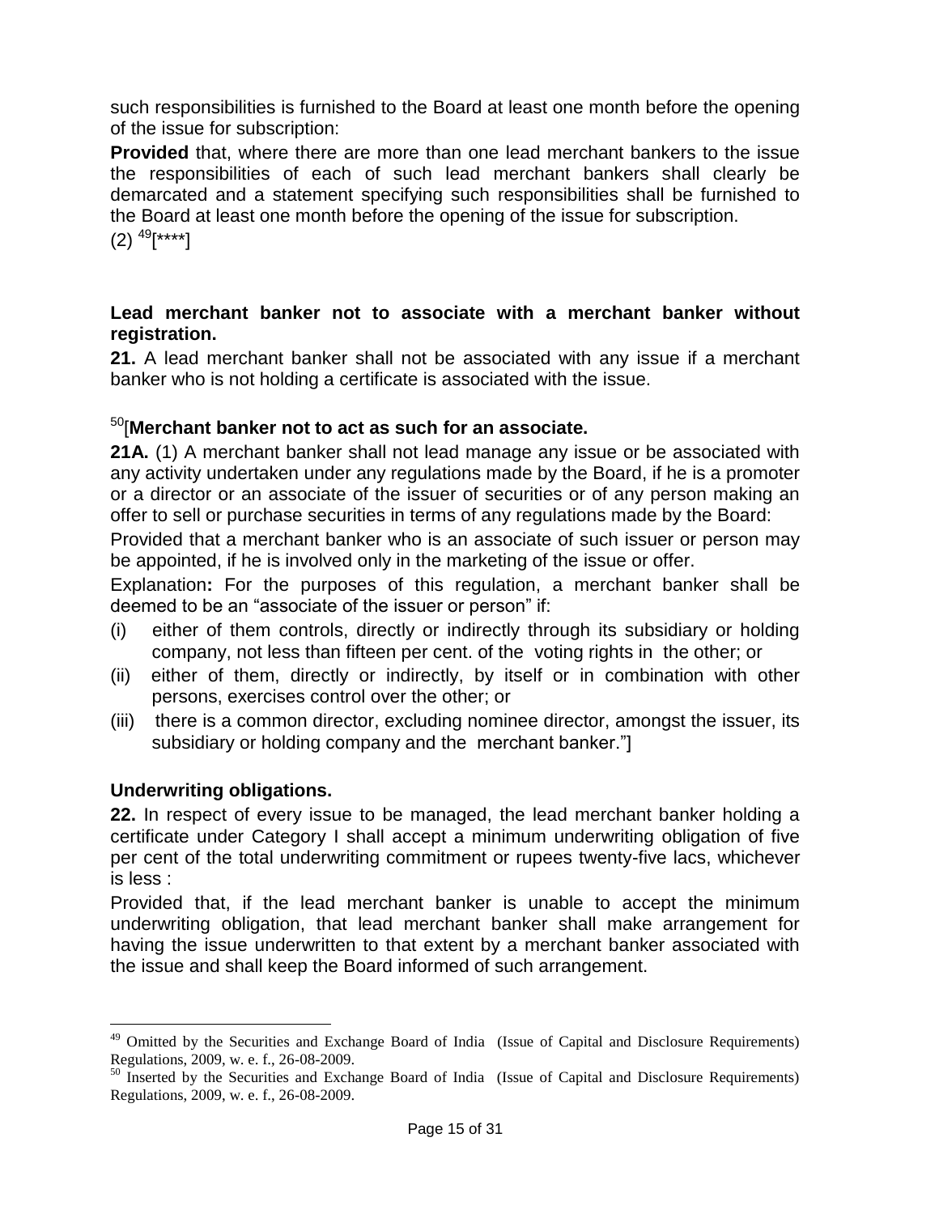such responsibilities is furnished to the Board at least one month before the opening of the issue for subscription:

**Provided** that, where there are more than one lead merchant bankers to the issue the responsibilities of each of such lead merchant bankers shall clearly be demarcated and a statement specifying such responsibilities shall be furnished to the Board at least one month before the opening of the issue for subscription.

(2) [49][****]

**Lead merchant banker not to associate with a merchant banker without registration.**

**21.** A lead merchant banker shall not be associated with any issue if a merchant banker who is not holding a certificate is associated with the issue.

[50][**Merchant banker not to act as such for an associate.**

**21A.** (1) A merchant banker shall not lead manage any issue or be associated with any activity undertaken under any regulations made by the Board, if he is a promoter or a director or an associate of the issuer of securities or of any person making an offer to sell or purchase securities in terms of any regulations made by the Board:

Provided that a merchant banker who is an associate of such issuer or person may be appointed, if he is involved only in the marketing of the issue or offer.

Explanation**:** For the purposes of this regulation, a merchant banker shall be deemed to be an "associate of the issuer or person" if:

(i) either of them controls, directly or indirectly through its subsidiary or holding company, not less than fifteen per cent. of the voting rights in the other; or

(ii) either of them, directly or indirectly, by itself or in combination with other persons, exercises control over the other; or

(iii) there is a common director, excluding nominee director, amongst the issuer, its subsidiary or holding company and the merchant banker."]

**Underwriting obligations.**

**22.** In respect of every issue to be managed, the lead merchant banker holding a certificate under Category I shall accept a minimum underwriting obligation of five per cent of the total underwriting commitment or rupees twenty-five lacs, whichever is less :

Provided that, if the lead merchant banker is unable to accept the minimum underwriting obligation, that lead merchant banker shall make arrangement for having the issue underwritten to that extent by a merchant banker associated with the issue and shall keep the Board informed of such arrangement.

---

[49] Omitted by the Securities and Exchange Board of India (Issue of Capital and Disclosure Requirements) Regulations, 2009, w. e. f., 26-08-2009.

[50] Inserted by the Securities and Exchange Board of India (Issue of Capital and Disclosure Requirements) Regulations, 2009, w. e. f., 26-08-2009.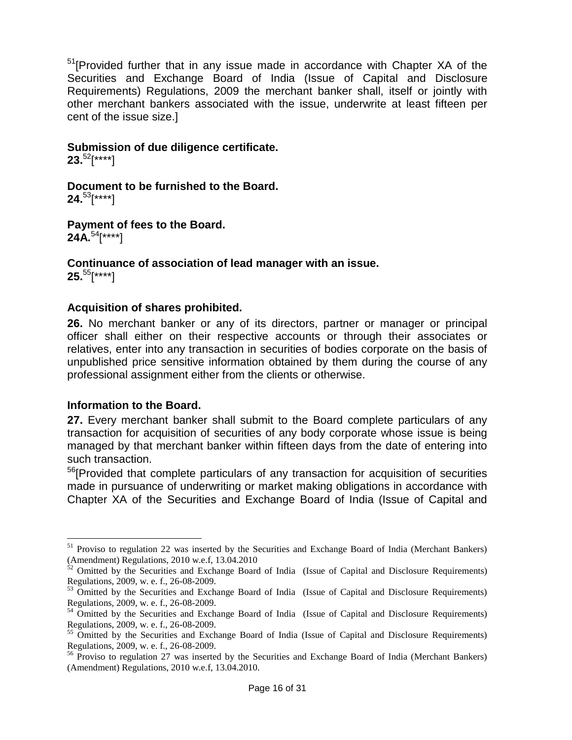[51][Provided further that in any issue made in accordance with Chapter XA of the Securities and Exchange Board of India (Issue of Capital and Disclosure Requirements) Regulations, 2009 the merchant banker shall, itself or jointly with other merchant bankers associated with the issue, underwrite at least fifteen per cent of the issue size.]

**Submission of due diligence certificate.**
**23.** [52][****]

**Document to be furnished to the Board.**
**24.** [53][****]

**Payment of fees to the Board.**
**24A.** [54][****]

**Continuance of association of lead manager with an issue.**
**25.** [55][****]

**Acquisition of shares prohibited.**

**26.** No merchant banker or any of its directors, partner or manager or principal officer shall either on their respective accounts or through their associates or relatives, enter into any transaction in securities of bodies corporate on the basis of unpublished price sensitive information obtained by them during the course of any professional assignment either from the clients or otherwise.

**Information to the Board.**

**27.** Every merchant banker shall submit to the Board complete particulars of any transaction for acquisition of securities of any body corporate whose issue is being managed by that merchant banker within fifteen days from the date of entering into such transaction.

[56][Provided that complete particulars of any transaction for acquisition of securities made in pursuance of underwriting or market making obligations in accordance with Chapter XA of the Securities and Exchange Board of India (Issue of Capital and

---

[51] Proviso to regulation 22 was inserted by the Securities and Exchange Board of India (Merchant Bankers) (Amendment) Regulations, 2010 w.e.f, 13.04.2010

[52] Omitted by the Securities and Exchange Board of India (Issue of Capital and Disclosure Requirements) Regulations, 2009, w. e. f., 26-08-2009.

[53] Omitted by the Securities and Exchange Board of India (Issue of Capital and Disclosure Requirements) Regulations, 2009, w. e. f., 26-08-2009.

[54] Omitted by the Securities and Exchange Board of India (Issue of Capital and Disclosure Requirements) Regulations, 2009, w. e. f., 26-08-2009.

[55] Omitted by the Securities and Exchange Board of India (Issue of Capital and Disclosure Requirements) Regulations, 2009, w. e. f., 26-08-2009.

[56] Proviso to regulation 27 was inserted by the Securities and Exchange Board of India (Merchant Bankers) (Amendment) Regulations, 2010 w.e.f, 13.04.2010.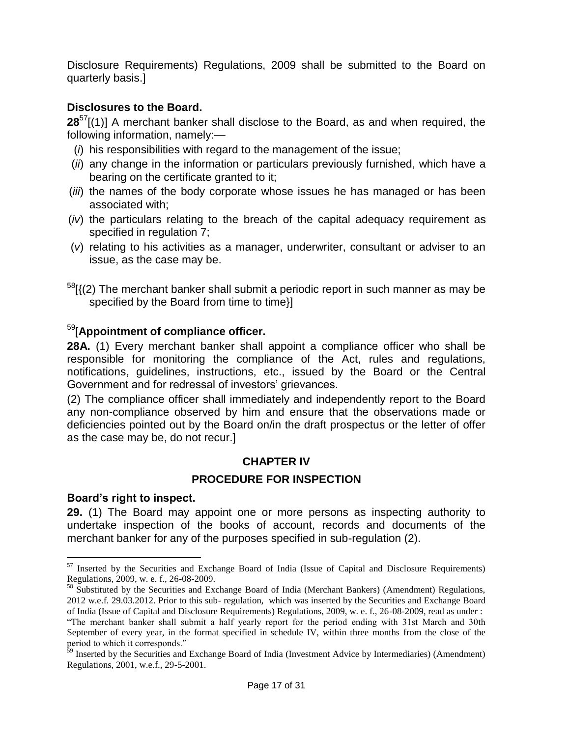Disclosure Requirements) Regulations, 2009 shall be submitted to the Board on quarterly basis.]

### Disclosures to the Board.

**28**[57][(1)] A merchant banker shall disclose to the Board, as and when required, the following information, namely:—

(*i*) his responsibilities with regard to the management of the issue;

(*ii*) any change in the information or particulars previously furnished, which have a bearing on the certificate granted to it;

(*iii*) the names of the body corporate whose issues he has managed or has been associated with;

(*iv*) the particulars relating to the breach of the capital adequacy requirement as specified in regulation 7;

(*v*) relating to his activities as a manager, underwriter, consultant or adviser to an issue, as the case may be.

[58][{(2) The merchant banker shall submit a periodic report in such manner as may be specified by the Board from time to time}]

### [59][Appointment of compliance officer.

**28A.** (1) Every merchant banker shall appoint a compliance officer who shall be responsible for monitoring the compliance of the Act, rules and regulations, notifications, guidelines, instructions, etc., issued by the Board or the Central Government and for redressal of investors' grievances.

(2) The compliance officer shall immediately and independently report to the Board any non-compliance observed by him and ensure that the observations made or deficiencies pointed out by the Board on/in the draft prospectus or the letter of offer as the case may be, do not recur.]

## CHAPTER IV

## PROCEDURE FOR INSPECTION

### Board's right to inspect.

**29.** (1) The Board may appoint one or more persons as inspecting authority to undertake inspection of the books of account, records and documents of the merchant banker for any of the purposes specified in sub-regulation (2).

---

[57] Inserted by the Securities and Exchange Board of India (Issue of Capital and Disclosure Requirements) Regulations, 2009, w. e. f., 26-08-2009.

[58] Substituted by the Securities and Exchange Board of India (Merchant Bankers) (Amendment) Regulations, 2012 w.e.f. 29.03.2012. Prior to this sub- regulation, which was inserted by the Securities and Exchange Board of India (Issue of Capital and Disclosure Requirements) Regulations, 2009, w. e. f., 26-08-2009, read as under :
"The merchant banker shall submit a half yearly report for the period ending with 31st March and 30th September of every year, in the format specified in schedule IV, within three months from the close of the period to which it corresponds."

[59] Inserted by the Securities and Exchange Board of India (Investment Advice by Intermediaries) (Amendment) Regulations, 2001, w.e.f., 29-5-2001.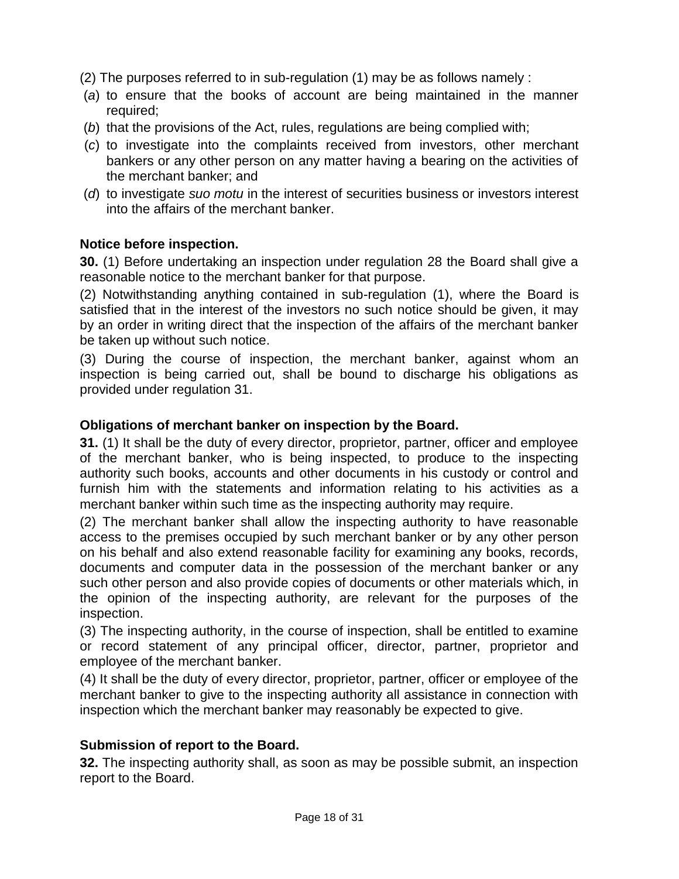(2) The purposes referred to in sub-regulation (1) may be as follows namely :

(*a*) to ensure that the books of account are being maintained in the manner required;

(*b*) that the provisions of the Act, rules, regulations are being complied with;

(*c*) to investigate into the complaints received from investors, other merchant bankers or any other person on any matter having a bearing on the activities of the merchant banker; and

(*d*) to investigate *suo motu* in the interest of securities business or investors interest into the affairs of the merchant banker.

**Notice before inspection.**

**30.** (1) Before undertaking an inspection under regulation 28 the Board shall give a reasonable notice to the merchant banker for that purpose.

(2) Notwithstanding anything contained in sub-regulation (1), where the Board is satisfied that in the interest of the investors no such notice should be given, it may by an order in writing direct that the inspection of the affairs of the merchant banker be taken up without such notice.

(3) During the course of inspection, the merchant banker, against whom an inspection is being carried out, shall be bound to discharge his obligations as provided under regulation 31.

**Obligations of merchant banker on inspection by the Board.**

**31.** (1) It shall be the duty of every director, proprietor, partner, officer and employee of the merchant banker, who is being inspected, to produce to the inspecting authority such books, accounts and other documents in his custody or control and furnish him with the statements and information relating to his activities as a merchant banker within such time as the inspecting authority may require.

(2) The merchant banker shall allow the inspecting authority to have reasonable access to the premises occupied by such merchant banker or by any other person on his behalf and also extend reasonable facility for examining any books, records, documents and computer data in the possession of the merchant banker or any such other person and also provide copies of documents or other materials which, in the opinion of the inspecting authority, are relevant for the purposes of the inspection.

(3) The inspecting authority, in the course of inspection, shall be entitled to examine or record statement of any principal officer, director, partner, proprietor and employee of the merchant banker.

(4) It shall be the duty of every director, proprietor, partner, officer or employee of the merchant banker to give to the inspecting authority all assistance in connection with inspection which the merchant banker may reasonably be expected to give.

**Submission of report to the Board.**

**32.** The inspecting authority shall, as soon as may be possible submit, an inspection report to the Board.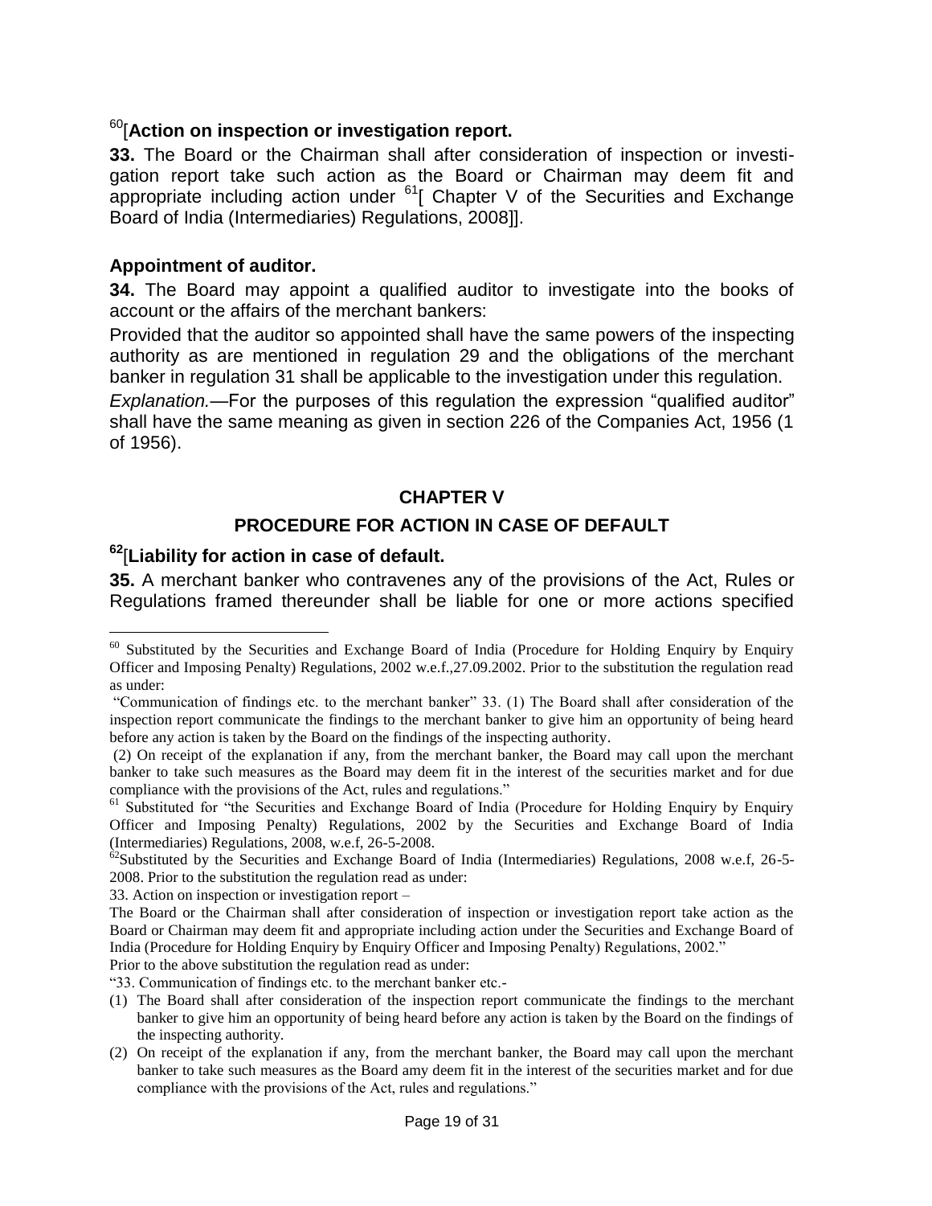[60][**Action on inspection or investigation report.**

**33.** The Board or the Chairman shall after consideration of inspection or investigation report take such action as the Board or Chairman may deem fit and appropriate including action under [61][ Chapter V of the Securities and Exchange Board of India (Intermediaries) Regulations, 2008]].

**Appointment of auditor.**

**34.** The Board may appoint a qualified auditor to investigate into the books of account or the affairs of the merchant bankers:

Provided that the auditor so appointed shall have the same powers of the inspecting authority as are mentioned in regulation 29 and the obligations of the merchant banker in regulation 31 shall be applicable to the investigation under this regulation.

*Explanation.*—For the purposes of this regulation the expression "qualified auditor" shall have the same meaning as given in section 226 of the Companies Act, 1956 (1 of 1956).

## CHAPTER V

## PROCEDURE FOR ACTION IN CASE OF DEFAULT

[62][**Liability for action in case of default.**

**35.** A merchant banker who contravenes any of the provisions of the Act, Rules or Regulations framed thereunder shall be liable for one or more actions specified

---

[60] Substituted by the Securities and Exchange Board of India (Procedure for Holding Enquiry by Enquiry Officer and Imposing Penalty) Regulations, 2002 w.e.f.,27.09.2002. Prior to the substitution the regulation read as under:

"Communication of findings etc. to the merchant banker" 33. (1) The Board shall after consideration of the inspection report communicate the findings to the merchant banker to give him an opportunity of being heard before any action is taken by the Board on the findings of the inspecting authority.

(2) On receipt of the explanation if any, from the merchant banker, the Board may call upon the merchant banker to take such measures as the Board may deem fit in the interest of the securities market and for due compliance with the provisions of the Act, rules and regulations."

[61] Substituted for "the Securities and Exchange Board of India (Procedure for Holding Enquiry by Enquiry Officer and Imposing Penalty) Regulations, 2002 by the Securities and Exchange Board of India (Intermediaries) Regulations, 2008, w.e.f, 26-5-2008.

[62] Substituted by the Securities and Exchange Board of India (Intermediaries) Regulations, 2008 w.e.f, 26-5-2008. Prior to the substitution the regulation read as under:

33. Action on inspection or investigation report –

The Board or the Chairman shall after consideration of inspection or investigation report take action as the Board or Chairman may deem fit and appropriate including action under the Securities and Exchange Board of India (Procedure for Holding Enquiry by Enquiry Officer and Imposing Penalty) Regulations, 2002."

Prior to the above substitution the regulation read as under:

"33. Communication of findings etc. to the merchant banker etc.-

(1) The Board shall after consideration of the inspection report communicate the findings to the merchant banker to give him an opportunity of being heard before any action is taken by the Board on the findings of the inspecting authority.
(2) On receipt of the explanation if any, from the merchant banker, the Board may call upon the merchant banker to take such measures as the Board amy deem fit in the interest of the securities market and for due compliance with the provisions of the Act, rules and regulations."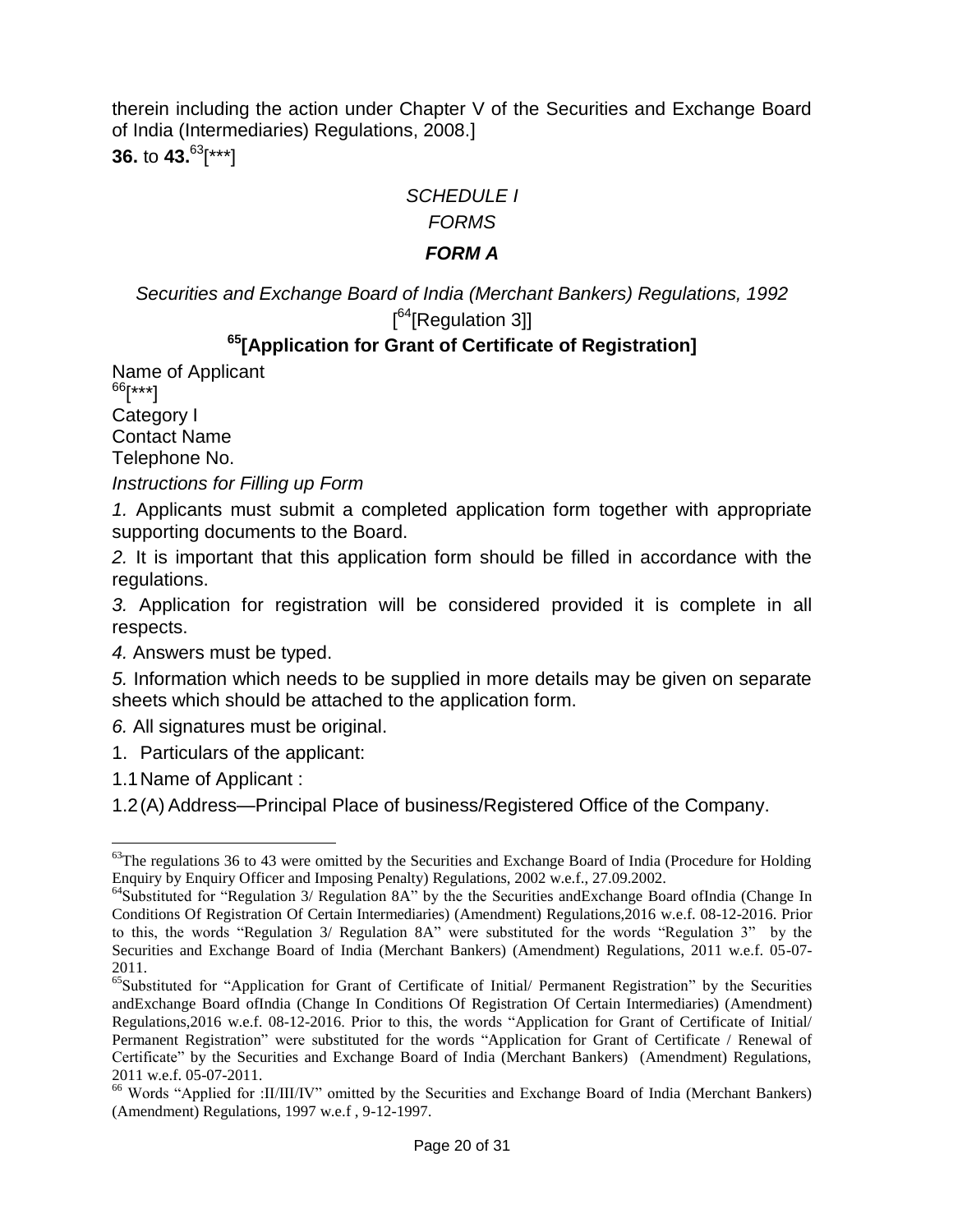therein including the action under Chapter V of the Securities and Exchange Board of India (Intermediaries) Regulations, 2008.]

**36.** to **43.**[63][***]

*SCHEDULE I*

*FORMS*

***FORM A***

*Securities and Exchange Board of India (Merchant Bankers) Regulations, 1992*

[[64][Regulation 3]]

**[65][Application for Grant of Certificate of Registration]**

Name of Applicant

[66][***]

Category I

Contact Name

Telephone No.

*Instructions for Filling up Form*

*1.* Applicants must submit a completed application form together with appropriate supporting documents to the Board.

*2.* It is important that this application form should be filled in accordance with the regulations.

*3.* Application for registration will be considered provided it is complete in all respects.

*4.* Answers must be typed.

*5.* Information which needs to be supplied in more details may be given on separate sheets which should be attached to the application form.

*6.* All signatures must be original.

1. Particulars of the applicant:

1.1 Name of Applicant :

1.2 (A) Address—Principal Place of business/Registered Office of the Company.

---

[63]The regulations 36 to 43 were omitted by the Securities and Exchange Board of India (Procedure for Holding Enquiry by Enquiry Officer and Imposing Penalty) Regulations, 2002 w.e.f., 27.09.2002.

[64]Substituted for "Regulation 3/ Regulation 8A" by the the Securities andExchange Board ofIndia (Change In Conditions Of Registration Of Certain Intermediaries) (Amendment) Regulations,2016 w.e.f. 08-12-2016. Prior to this, the words "Regulation 3/ Regulation 8A" were substituted for the words "Regulation 3" by the Securities and Exchange Board of India (Merchant Bankers) (Amendment) Regulations, 2011 w.e.f. 05-07-2011.

[65]Substituted for "Application for Grant of Certificate of Initial/ Permanent Registration" by the Securities andExchange Board ofIndia (Change In Conditions Of Registration Of Certain Intermediaries) (Amendment) Regulations,2016 w.e.f. 08-12-2016. Prior to this, the words "Application for Grant of Certificate of Initial/ Permanent Registration" were substituted for the words "Application for Grant of Certificate / Renewal of Certificate" by the Securities and Exchange Board of India (Merchant Bankers) (Amendment) Regulations, 2011 w.e.f. 05-07-2011.

[66] Words "Applied for :II/III/IV" omitted by the Securities and Exchange Board of India (Merchant Bankers) (Amendment) Regulations, 1997 w.e.f , 9-12-1997.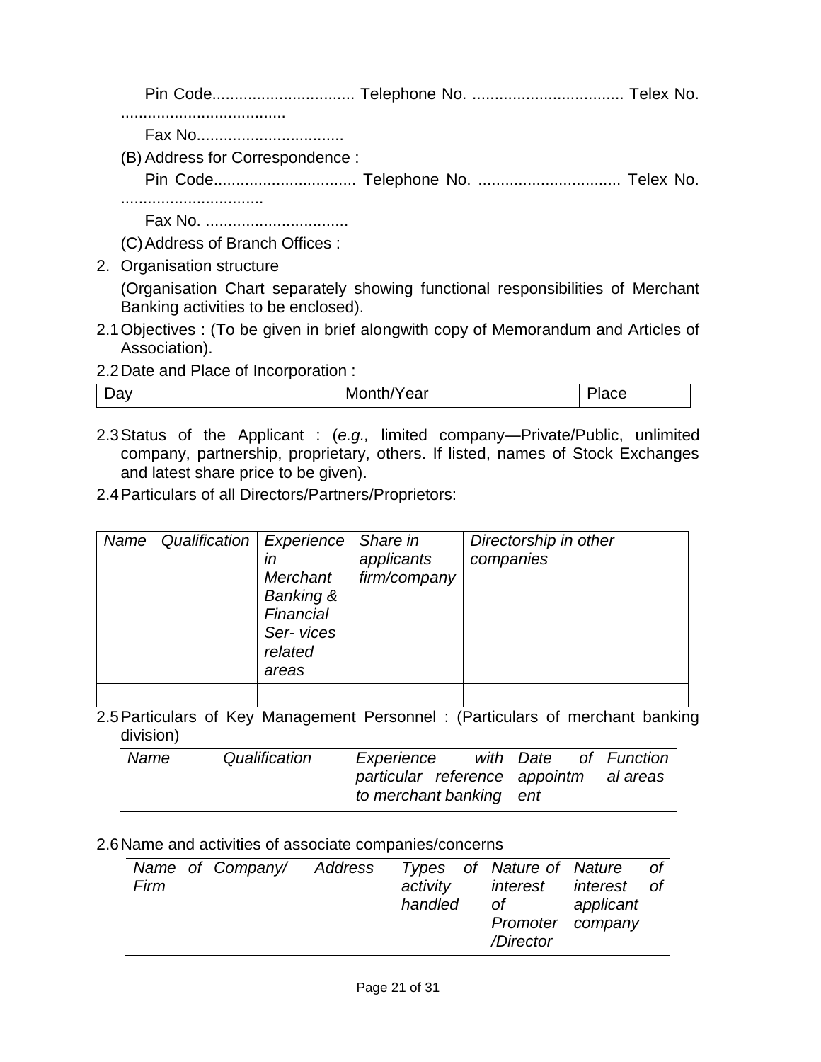Pin Code................................ Telephone No. .................................. Telex No. ....................................

Fax No.................................

(B) Address for Correspondence :

Pin Code................................ Telephone No. ................................ Telex No. ................................

Fax No. ................................

(C) Address of Branch Offices :

2. Organisation structure

   (Organisation Chart separately showing functional responsibilities of Merchant Banking activities to be enclosed).

2.1 Objectives : (To be given in brief alongwith copy of Memorandum and Articles of Association).

2.2 Date and Place of Incorporation :

| Day | Month/Year | Place |
|---|---|---|

2.3 Status of the Applicant : (*e.g.,* limited company—Private/Public, unlimited company, partnership, proprietary, others. If listed, names of Stock Exchanges and latest share price to be given).

2.4 Particulars of all Directors/Partners/Proprietors:

| *Name* | *Qualification* | *Experience in Merchant Banking & Financial Ser- vices related areas* | *Share in applicants firm/company* | *Directorship in other companies* |
|---|---|---|---|---|
| | | | | |

2.5 Particulars of Key Management Personnel : (Particulars of merchant banking division)

| *Name* | *Qualification* | *Experience with particular reference to merchant banking* | *Date of appointment* | *Functional areas* |
|---|---|---|---|---|

2.6 Name and activities of associate companies/concerns

| *Name of Company/ Firm* | *Address* | *Types of activity handled* | *Nature of interest of Promoter /Director* | *Nature of interest of applicant company* |
|---|---|---|---|---|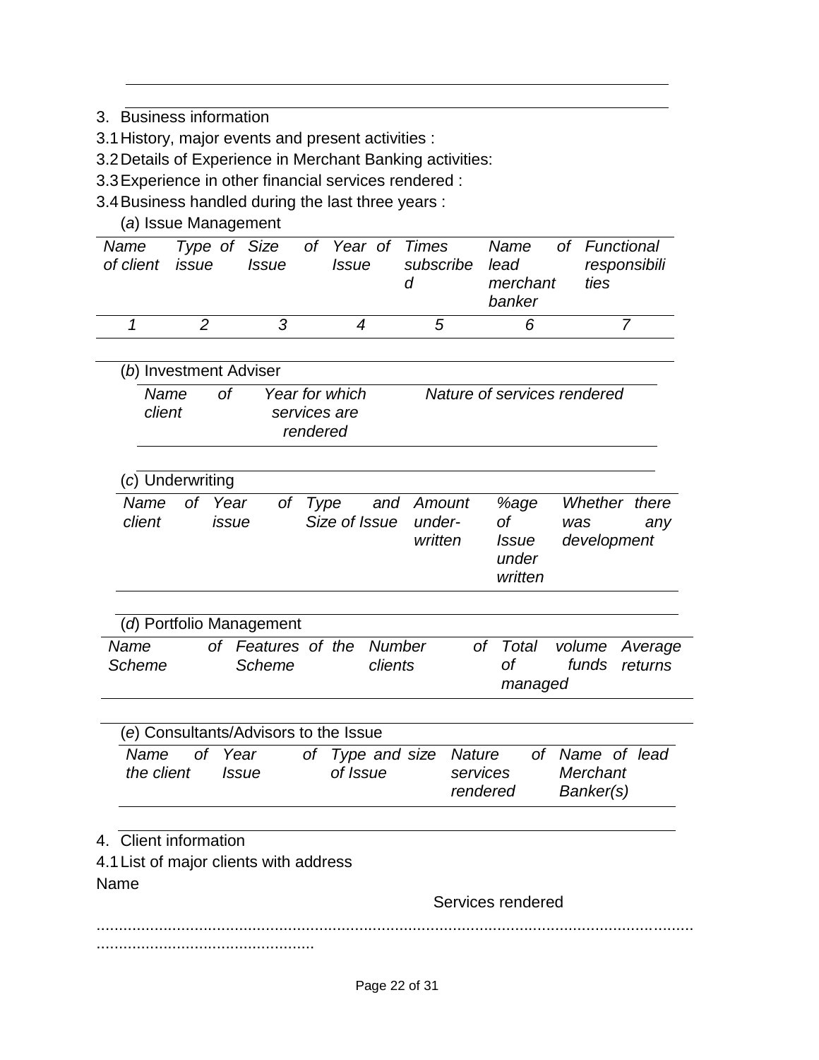3. Business information

3.1 History, major events and present activities :

3.2 Details of Experience in Merchant Banking activities:

3.3 Experience in other financial services rendered :

3.4 Business handled during the last three years :

(*a*) Issue Management

| *Name of client* | *Type of issue* | *Size of Issue* | *Year of Issue* | *Times subscribed* | *Name of lead merchant banker* | *Functional responsibilities* |
|---|---|---|---|---|---|---|
| *1* | *2* | *3* | *4* | *5* | *6* | *7* |

(*b*) Investment Adviser

| *Name of client* | *Year for which services are rendered* | *Nature of services rendered* |
|---|---|---|

(*c*) Underwriting

| *Name of client* | *Year of issue* | *Type and Size of Issue* | *Amount under-written* | *%age of Issue under written* | *Whether there was any development* |
|---|---|---|---|---|---|

(*d*) Portfolio Management

| *Name of Scheme* | *Features of the Scheme* | *Number of clients* | *Total volume of funds managed* | *Average returns* |
|---|---|---|---|---|

(*e*) Consultants/Advisors to the Issue

| *Name of the client* | *Year of Issue* | *Type and size of Issue* | *Nature of services rendered* | *Name of lead Merchant Banker(s)* |
|---|---|---|---|---|

4. Client information

4.1 List of major clients with address

Name

Services rendered

..........................................................................................................................................................................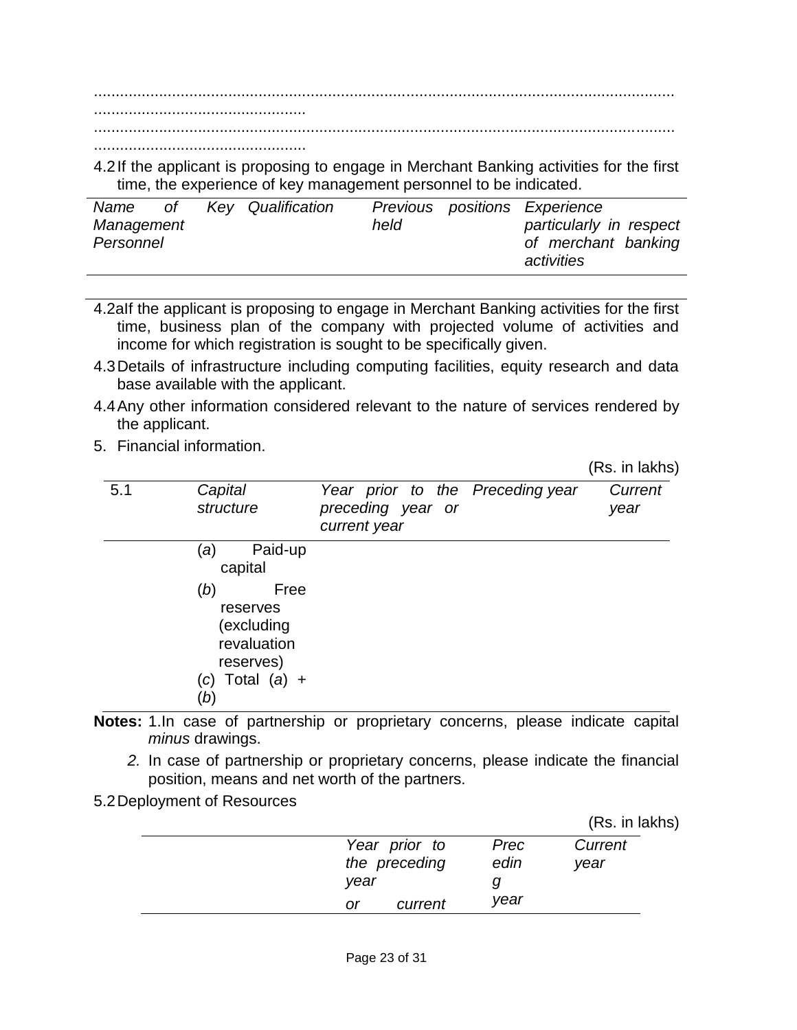......................................................................................................................................
................................................

......................................................................................................................................
................................................

4.2 If the applicant is proposing to engage in Merchant Banking activities for the first time, the experience of key management personnel to be indicated.

| *Name of Key Management Personnel* | *Qualification* | *Previous positions held* | *Experience particularly in respect of merchant banking activities* |
|---|---|---|---|
| | | | |

4.2a If the applicant is proposing to engage in Merchant Banking activities for the first time, business plan of the company with projected volume of activities and income for which registration is sought to be specifically given.

4.3 Details of infrastructure including computing facilities, equity research and data base available with the applicant.

4.4 Any other information considered relevant to the nature of services rendered by the applicant.

5. Financial information.

(Rs. in lakhs)

| 5.1 | *Capital structure* | *Year prior to the preceding year or current year* | *Preceding year* | *Current year* |
|---|---|---|---|---|
| | (*a*) Paid-up capital | | | |
| | (*b*) Free reserves (excluding revaluation reserves) | | | |
| | (*c*) Total (*a*) + (*b*) | | | |

**Notes:** 1. In case of partnership or proprietary concerns, please indicate capital *minus* drawings.

*2.* In case of partnership or proprietary concerns, please indicate the financial position, means and net worth of the partners.

5.2 Deployment of Resources

(Rs. in lakhs)

| | *Year prior to the preceding year or current* | *Preceding year* | *Current year* |
|---|---|---|---|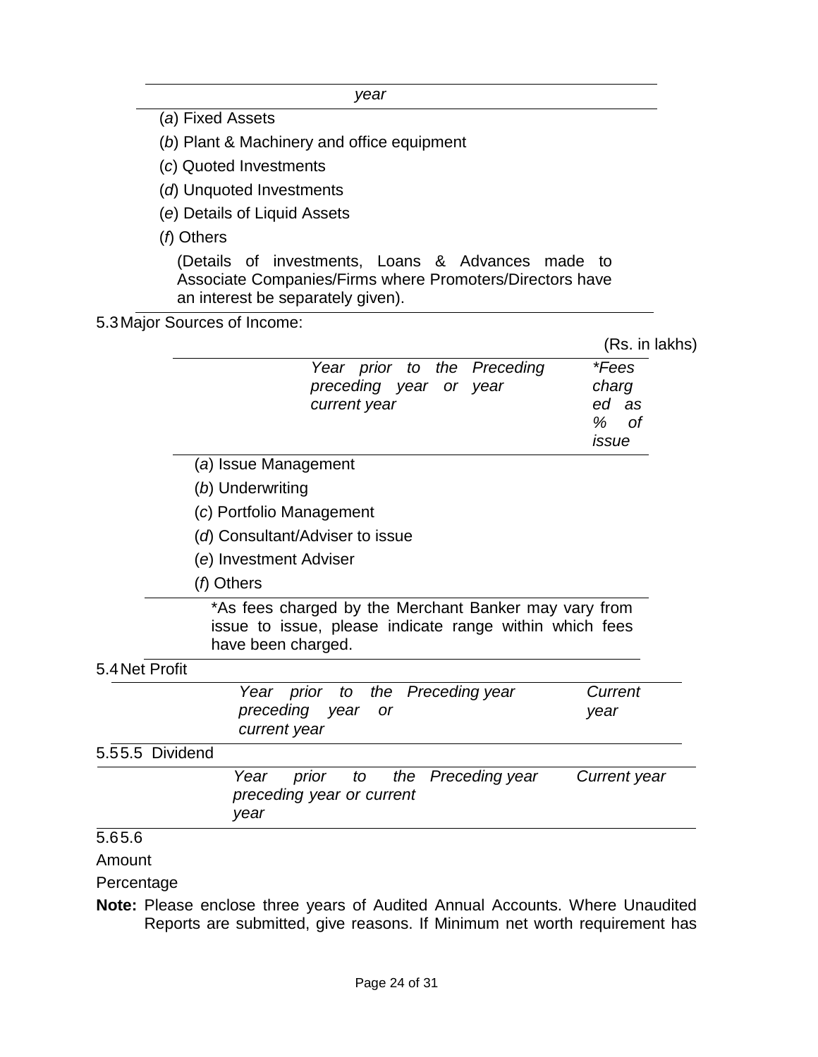| | year |
|---|---|
| (*a*) Fixed Assets | |
| (*b*) Plant & Machinery and office equipment | |
| (*c*) Quoted Investments | |
| (*d*) Unquoted Investments | |
| (*e*) Details of Liquid Assets | |
| (*f*) Others | |
| (Details of investments, Loans & Advances made to Associate Companies/Firms where Promoters/Directors have an interest be separately given). | |

5.3 Major Sources of Income:

(Rs. in lakhs)

| | *Year prior to the preceding year or current year* | *Preceding year* | *\*Fees charged as % of issue* |
|---|---|---|---|
| (*a*) Issue Management | | | |
| (*b*) Underwriting | | | |
| (*c*) Portfolio Management | | | |
| (*d*) Consultant/Adviser to issue | | | |
| (*e*) Investment Adviser | | | |
| (*f*) Others | | | |

*As fees charged by the Merchant Banker may vary from issue to issue, please indicate range within which fees have been charged.

5.4 Net Profit

| | *Year prior to the preceding year or current year* | *Preceding year* | *Current year* |
|---|---|---|---|

5.55.5 Dividend

| | *Year prior to the preceding year or current year* | *Preceding year* | *Current year* |
|---|---|---|---|

5.65.6

Amount

Percentage

**Note:** Please enclose three years of Audited Annual Accounts. Where Unaudited Reports are submitted, give reasons. If Minimum net worth requirement has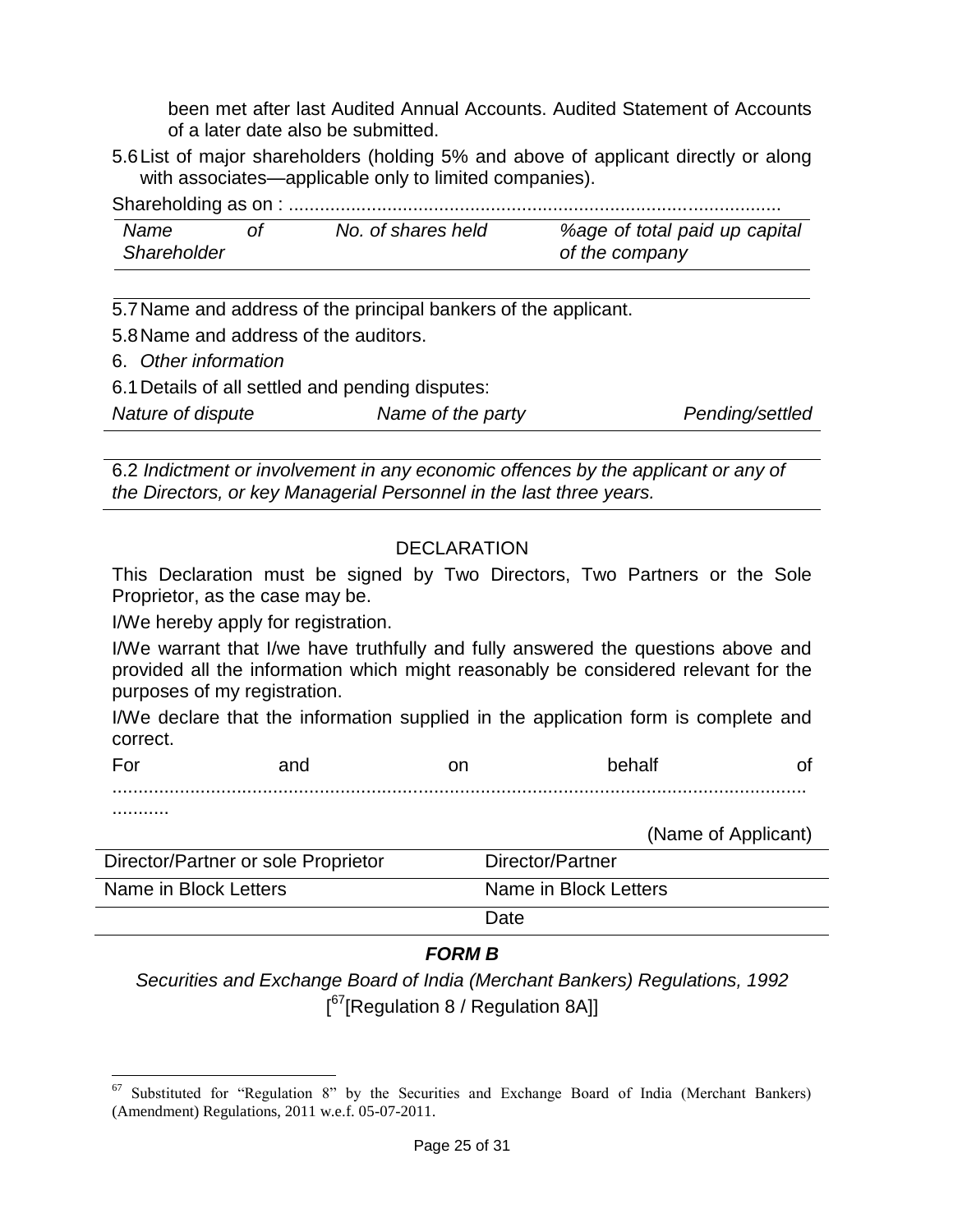been met after last Audited Annual Accounts. Audited Statement of Accounts of a later date also be submitted.

5.6 List of major shareholders (holding 5% and above of applicant directly or along with associates—applicable only to limited companies).

Shareholding as on : ..........................................................................................

| *Name of Shareholder* | *No. of shares held* | *%age of total paid up capital of the company* |
|---|---|---|
| | | |

5.7 Name and address of the principal bankers of the applicant.

5.8 Name and address of the auditors.

6. *Other information*

6.1 Details of all settled and pending disputes:

| *Nature of dispute* | *Name of the party* | *Pending/settled* |
|---|---|---|
| | | |

6.2 *Indictment or involvement in any economic offences by the applicant or any of the Directors, or key Managerial Personnel in the last three years.*

DECLARATION

This Declaration must be signed by Two Directors, Two Partners or the Sole Proprietor, as the case may be.

I/We hereby apply for registration.

I/We warrant that I/we have truthfully and fully answered the questions above and provided all the information which might reasonably be considered relevant for the purposes of my registration.

I/We declare that the information supplied in the application form is complete and correct.

For and on behalf of .....................................................................................................................

(Name of Applicant)

| Director/Partner or sole Proprietor | Director/Partner |
|---|---|
| Name in Block Letters | Name in Block Letters |
| | Date |

## *FORM B*

*Securities and Exchange Board of India (Merchant Bankers) Regulations, 1992*

[[67][Regulation 8 / Regulation 8A]]

---

[67] Substituted for "Regulation 8" by the Securities and Exchange Board of India (Merchant Bankers) (Amendment) Regulations, 2011 w.e.f. 05-07-2011.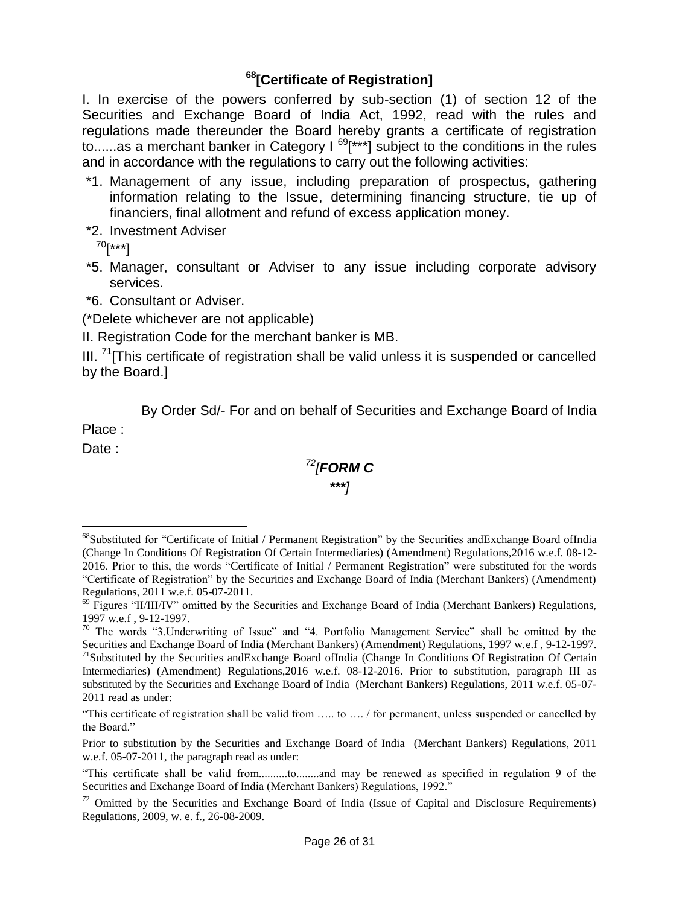## [68][Certificate of Registration]

I. In exercise of the powers conferred by sub-section (1) of section 12 of the Securities and Exchange Board of India Act, 1992, read with the rules and regulations made thereunder the Board hereby grants a certificate of registration to......as a merchant banker in Category I [69][***] subject to the conditions in the rules and in accordance with the regulations to carry out the following activities:

*1. Management of any issue, including preparation of prospectus, gathering information relating to the Issue, determining financing structure, tie up of financiers, final allotment and refund of excess application money.

*2. Investment Adviser

[70][***]

*5. Manager, consultant or Adviser to any issue including corporate advisory services.

*6. Consultant or Adviser.

(*Delete whichever are not applicable)

II. Registration Code for the merchant banker is MB.

III. [71][This certificate of registration shall be valid unless it is suspended or cancelled by the Board.]

By Order Sd/- For and on behalf of Securities and Exchange Board of India

Place :

Date :

*[72][**FORM C***

*\*\*\*]*

---

[68]Substituted for "Certificate of Initial / Permanent Registration" by the Securities andExchange Board ofIndia (Change In Conditions Of Registration Of Certain Intermediaries) (Amendment) Regulations,2016 w.e.f. 08-12-2016. Prior to this, the words "Certificate of Initial / Permanent Registration" were substituted for the words "Certificate of Registration" by the Securities and Exchange Board of India (Merchant Bankers) (Amendment) Regulations, 2011 w.e.f. 05-07-2011.

[69] Figures "II/III/IV" omitted by the Securities and Exchange Board of India (Merchant Bankers) Regulations, 1997 w.e.f , 9-12-1997.

[70] The words "3.Underwriting of Issue" and "4. Portfolio Management Service" shall be omitted by the Securities and Exchange Board of India (Merchant Bankers) (Amendment) Regulations, 1997 w.e.f , 9-12-1997.

[71]Substituted by the Securities andExchange Board ofIndia (Change In Conditions Of Registration Of Certain Intermediaries) (Amendment) Regulations,2016 w.e.f. 08-12-2016. Prior to substitution, paragraph III as substituted by the Securities and Exchange Board of India (Merchant Bankers) Regulations, 2011 w.e.f. 05-07-2011 read as under:

"This certificate of registration shall be valid from ….. to …. / for permanent, unless suspended or cancelled by the Board."

Prior to substitution by the Securities and Exchange Board of India (Merchant Bankers) Regulations, 2011 w.e.f. 05-07-2011, the paragraph read as under:

"This certificate shall be valid from..........to........and may be renewed as specified in regulation 9 of the Securities and Exchange Board of India (Merchant Bankers) Regulations, 1992."

[72] Omitted by the Securities and Exchange Board of India (Issue of Capital and Disclosure Requirements) Regulations, 2009, w. e. f., 26-08-2009.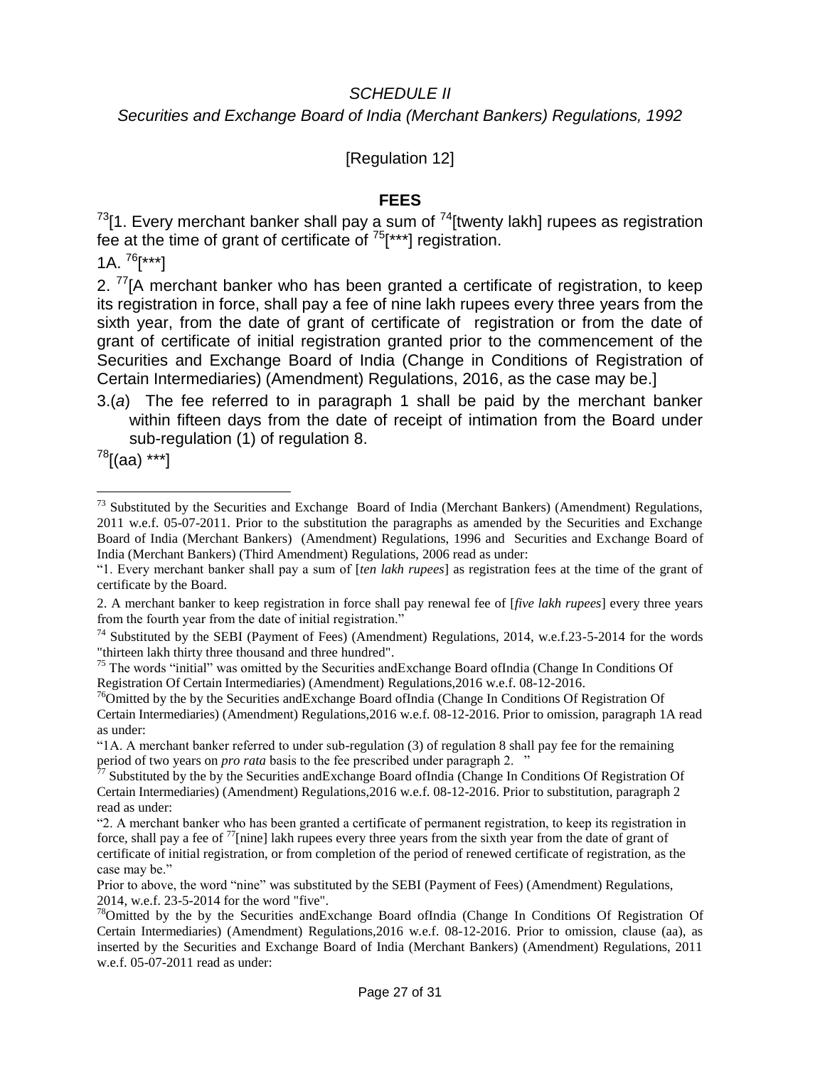*SCHEDULE II*

*Securities and Exchange Board of India (Merchant Bankers) Regulations, 1992*

[Regulation 12]

**FEES**

[73][1. Every merchant banker shall pay a sum of [74][twenty lakh] rupees as registration fee at the time of grant of certificate of [75][***] registration.

1A. [76][***]

2. [77][A merchant banker who has been granted a certificate of registration, to keep its registration in force, shall pay a fee of nine lakh rupees every three years from the sixth year, from the date of grant of certificate of registration or from the date of grant of certificate of initial registration granted prior to the commencement of the Securities and Exchange Board of India (Change in Conditions of Registration of Certain Intermediaries) (Amendment) Regulations, 2016, as the case may be.]

3.(*a*) The fee referred to in paragraph 1 shall be paid by the merchant banker within fifteen days from the date of receipt of intimation from the Board under sub-regulation (1) of regulation 8.

[78][(aa) ***]

---

[73] Substituted by the Securities and Exchange Board of India (Merchant Bankers) (Amendment) Regulations, 2011 w.e.f. 05-07-2011. Prior to the substitution the paragraphs as amended by the Securities and Exchange Board of India (Merchant Bankers) (Amendment) Regulations, 1996 and Securities and Exchange Board of India (Merchant Bankers) (Third Amendment) Regulations, 2006 read as under:

"1. Every merchant banker shall pay a sum of [*ten lakh rupees*] as registration fees at the time of the grant of certificate by the Board.

2. A merchant banker to keep registration in force shall pay renewal fee of [*five lakh rupees*] every three years from the fourth year from the date of initial registration."

[74] Substituted by the SEBI (Payment of Fees) (Amendment) Regulations, 2014, w.e.f.23-5-2014 for the words "thirteen lakh thirty three thousand and three hundred".

[75] The words "initial" was omitted by the Securities andExchange Board ofIndia (Change In Conditions Of Registration Of Certain Intermediaries) (Amendment) Regulations,2016 w.e.f. 08-12-2016.

[76] Omitted by the by the Securities andExchange Board ofIndia (Change In Conditions Of Registration Of Certain Intermediaries) (Amendment) Regulations,2016 w.e.f. 08-12-2016. Prior to omission, paragraph 1A read as under:

"1A. A merchant banker referred to under sub-regulation (3) of regulation 8 shall pay fee for the remaining period of two years on *pro rata* basis to the fee prescribed under paragraph 2. "

[77] Substituted by the by the Securities andExchange Board ofIndia (Change In Conditions Of Registration Of Certain Intermediaries) (Amendment) Regulations,2016 w.e.f. 08-12-2016. Prior to substitution, paragraph 2 read as under:

"2. A merchant banker who has been granted a certificate of permanent registration, to keep its registration in force, shall pay a fee of [77][nine] lakh rupees every three years from the sixth year from the date of grant of certificate of initial registration, or from completion of the period of renewed certificate of registration, as the case may be."

Prior to above, the word "nine" was substituted by the SEBI (Payment of Fees) (Amendment) Regulations, 2014, w.e.f. 23-5-2014 for the word "five".

[78] Omitted by the by the Securities andExchange Board ofIndia (Change In Conditions Of Registration Of Certain Intermediaries) (Amendment) Regulations,2016 w.e.f. 08-12-2016. Prior to omission, clause (aa), as inserted by the Securities and Exchange Board of India (Merchant Bankers) (Amendment) Regulations, 2011 w.e.f. 05-07-2011 read as under: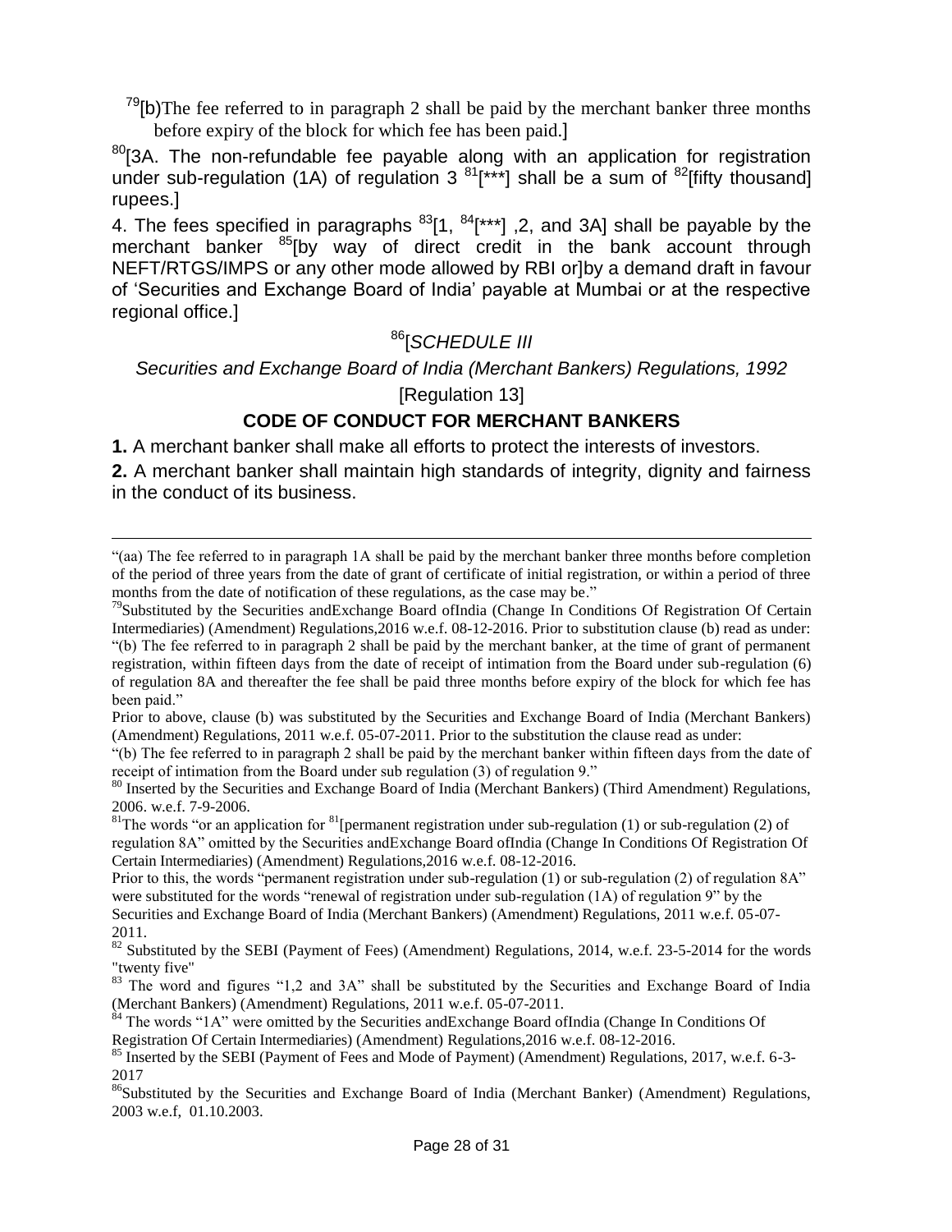[79][(b)The fee referred to in paragraph 2 shall be paid by the merchant banker three months before expiry of the block for which fee has been paid.]

[80][3A. The non-refundable fee payable along with an application for registration under sub-regulation (1A) of regulation 3 [81][***] shall be a sum of [82][fifty thousand] rupees.]

4. The fees specified in paragraphs [83][1, [84][***] ,2, and 3A] shall be payable by the merchant banker [85][by way of direct credit in the bank account through NEFT/RTGS/IMPS or any other mode allowed by RBI or]by a demand draft in favour of 'Securities and Exchange Board of India' payable at Mumbai or at the respective regional office.]

[86][*SCHEDULE III*

*Securities and Exchange Board of India (Merchant Bankers) Regulations, 1992*

[Regulation 13]

**CODE OF CONDUCT FOR MERCHANT BANKERS**

**1.** A merchant banker shall make all efforts to protect the interests of investors.

**2.** A merchant banker shall maintain high standards of integrity, dignity and fairness in the conduct of its business.

---

"(aa) The fee referred to in paragraph 1A shall be paid by the merchant banker three months before completion of the period of three years from the date of grant of certificate of initial registration, or within a period of three months from the date of notification of these regulations, as the case may be."

[79]Substituted by the Securities andExchange Board ofIndia (Change In Conditions Of Registration Of Certain Intermediaries) (Amendment) Regulations,2016 w.e.f. 08-12-2016. Prior to substitution clause (b) read as under: "(b) The fee referred to in paragraph 2 shall be paid by the merchant banker, at the time of grant of permanent registration, within fifteen days from the date of receipt of intimation from the Board under sub-regulation (6) of regulation 8A and thereafter the fee shall be paid three months before expiry of the block for which fee has been paid."

Prior to above, clause (b) was substituted by the Securities and Exchange Board of India (Merchant Bankers) (Amendment) Regulations, 2011 w.e.f. 05-07-2011. Prior to the substitution the clause read as under:

"(b) The fee referred to in paragraph 2 shall be paid by the merchant banker within fifteen days from the date of receipt of intimation from the Board under sub regulation (3) of regulation 9."

[80] Inserted by the Securities and Exchange Board of India (Merchant Bankers) (Third Amendment) Regulations, 2006. w.e.f. 7-9-2006.

[81]The words "or an application for [81][permanent registration under sub-regulation (1) or sub-regulation (2) of regulation 8A" omitted by the Securities andExchange Board ofIndia (Change In Conditions Of Registration Of Certain Intermediaries) (Amendment) Regulations,2016 w.e.f. 08-12-2016.

Prior to this, the words "permanent registration under sub-regulation (1) or sub-regulation (2) of regulation 8A" were substituted for the words "renewal of registration under sub-regulation (1A) of regulation 9" by the Securities and Exchange Board of India (Merchant Bankers) (Amendment) Regulations, 2011 w.e.f. 05-07-2011.

[82] Substituted by the SEBI (Payment of Fees) (Amendment) Regulations, 2014, w.e.f. 23-5-2014 for the words "twenty five"

[83] The word and figures "1,2 and 3A" shall be substituted by the Securities and Exchange Board of India (Merchant Bankers) (Amendment) Regulations, 2011 w.e.f. 05-07-2011.

[84] The words "1A" were omitted by the Securities andExchange Board ofIndia (Change In Conditions Of Registration Of Certain Intermediaries) (Amendment) Regulations,2016 w.e.f. 08-12-2016.

[85] Inserted by the SEBI (Payment of Fees and Mode of Payment) (Amendment) Regulations, 2017, w.e.f. 6-3-2017

[86]Substituted by the Securities and Exchange Board of India (Merchant Banker) (Amendment) Regulations, 2003 w.e.f, 01.10.2003.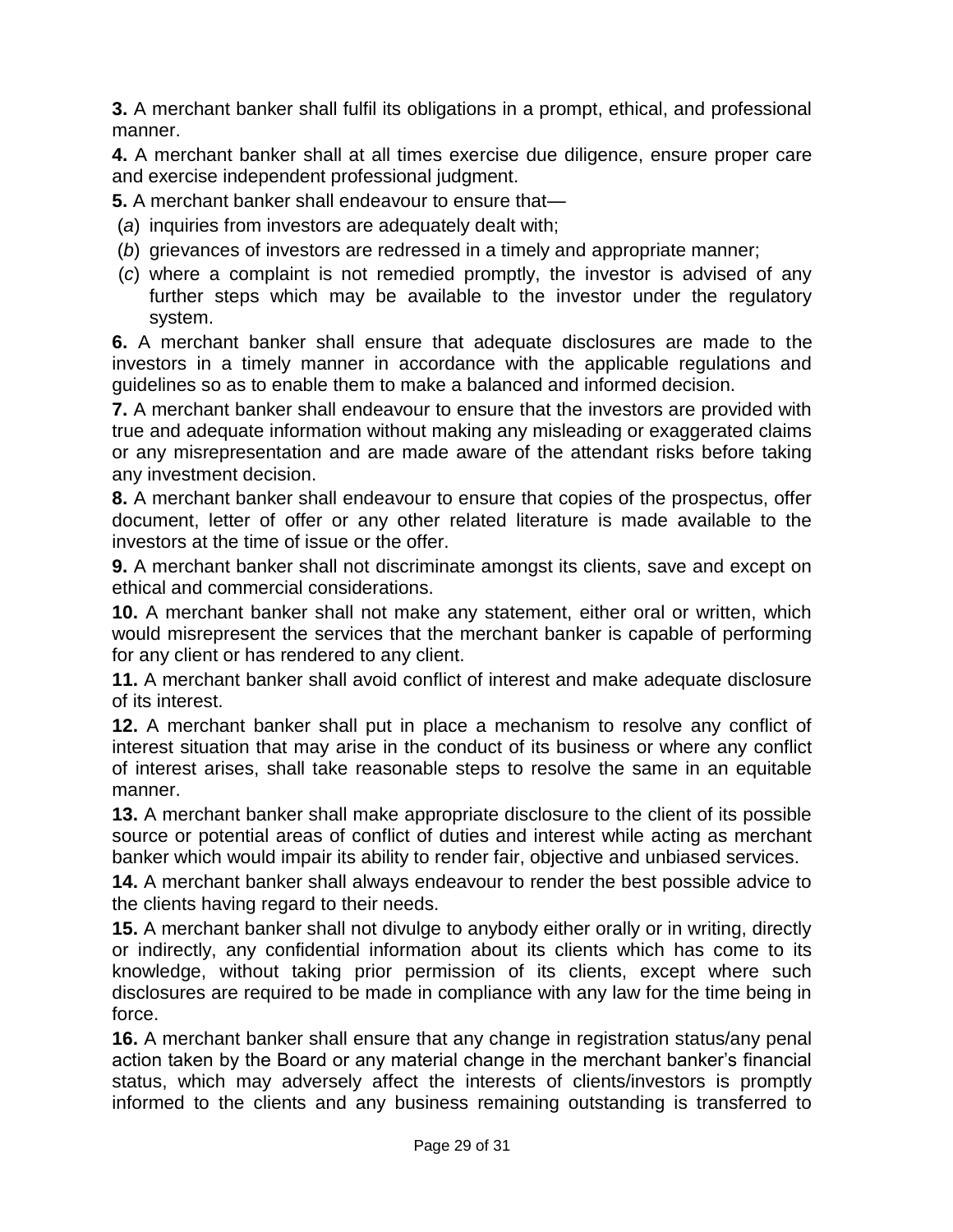**3.** A merchant banker shall fulfil its obligations in a prompt, ethical, and professional manner.

**4.** A merchant banker shall at all times exercise due diligence, ensure proper care and exercise independent professional judgment.

**5.** A merchant banker shall endeavour to ensure that—

(*a*) inquiries from investors are adequately dealt with;

(*b*) grievances of investors are redressed in a timely and appropriate manner;

(*c*) where a complaint is not remedied promptly, the investor is advised of any further steps which may be available to the investor under the regulatory system.

**6.** A merchant banker shall ensure that adequate disclosures are made to the investors in a timely manner in accordance with the applicable regulations and guidelines so as to enable them to make a balanced and informed decision.

**7.** A merchant banker shall endeavour to ensure that the investors are provided with true and adequate information without making any misleading or exaggerated claims or any misrepresentation and are made aware of the attendant risks before taking any investment decision.

**8.** A merchant banker shall endeavour to ensure that copies of the prospectus, offer document, letter of offer or any other related literature is made available to the investors at the time of issue or the offer.

**9.** A merchant banker shall not discriminate amongst its clients, save and except on ethical and commercial considerations.

**10.** A merchant banker shall not make any statement, either oral or written, which would misrepresent the services that the merchant banker is capable of performing for any client or has rendered to any client.

**11.** A merchant banker shall avoid conflict of interest and make adequate disclosure of its interest.

**12.** A merchant banker shall put in place a mechanism to resolve any conflict of interest situation that may arise in the conduct of its business or where any conflict of interest arises, shall take reasonable steps to resolve the same in an equitable manner.

**13.** A merchant banker shall make appropriate disclosure to the client of its possible source or potential areas of conflict of duties and interest while acting as merchant banker which would impair its ability to render fair, objective and unbiased services.

**14.** A merchant banker shall always endeavour to render the best possible advice to the clients having regard to their needs.

**15.** A merchant banker shall not divulge to anybody either orally or in writing, directly or indirectly, any confidential information about its clients which has come to its knowledge, without taking prior permission of its clients, except where such disclosures are required to be made in compliance with any law for the time being in force.

**16.** A merchant banker shall ensure that any change in registration status/any penal action taken by the Board or any material change in the merchant banker's financial status, which may adversely affect the interests of clients/investors is promptly informed to the clients and any business remaining outstanding is transferred to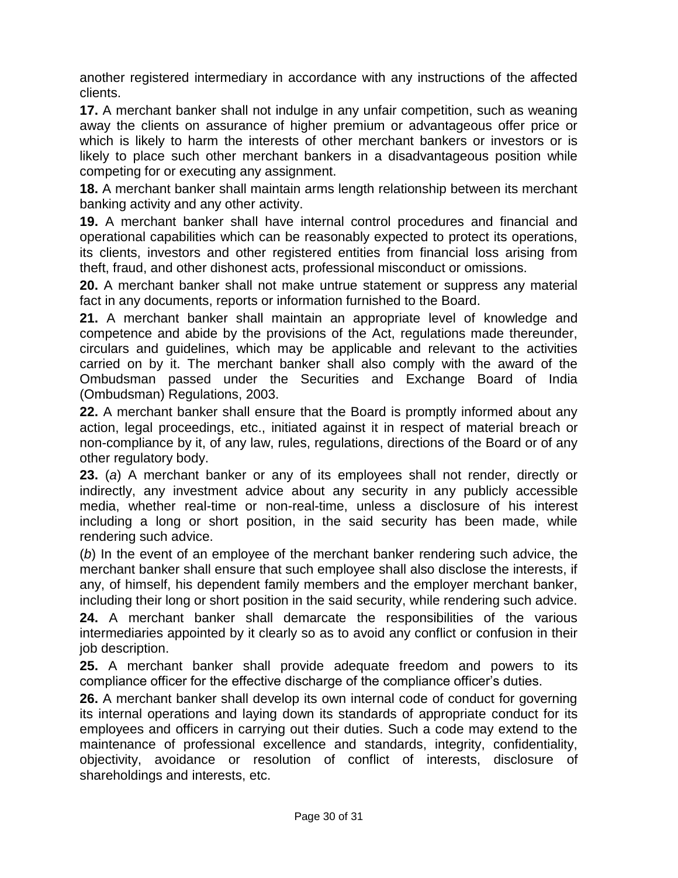another registered intermediary in accordance with any instructions of the affected clients.

**17.** A merchant banker shall not indulge in any unfair competition, such as weaning away the clients on assurance of higher premium or advantageous offer price or which is likely to harm the interests of other merchant bankers or investors or is likely to place such other merchant bankers in a disadvantageous position while competing for or executing any assignment.

**18.** A merchant banker shall maintain arms length relationship between its merchant banking activity and any other activity.

**19.** A merchant banker shall have internal control procedures and financial and operational capabilities which can be reasonably expected to protect its operations, its clients, investors and other registered entities from financial loss arising from theft, fraud, and other dishonest acts, professional misconduct or omissions.

**20.** A merchant banker shall not make untrue statement or suppress any material fact in any documents, reports or information furnished to the Board.

**21.** A merchant banker shall maintain an appropriate level of knowledge and competence and abide by the provisions of the Act, regulations made thereunder, circulars and guidelines, which may be applicable and relevant to the activities carried on by it. The merchant banker shall also comply with the award of the Ombudsman passed under the Securities and Exchange Board of India (Ombudsman) Regulations, 2003.

**22.** A merchant banker shall ensure that the Board is promptly informed about any action, legal proceedings, etc., initiated against it in respect of material breach or non-compliance by it, of any law, rules, regulations, directions of the Board or of any other regulatory body.

**23.** (*a*) A merchant banker or any of its employees shall not render, directly or indirectly, any investment advice about any security in any publicly accessible media, whether real-time or non-real-time, unless a disclosure of his interest including a long or short position, in the said security has been made, while rendering such advice.

(*b*) In the event of an employee of the merchant banker rendering such advice, the merchant banker shall ensure that such employee shall also disclose the interests, if any, of himself, his dependent family members and the employer merchant banker, including their long or short position in the said security, while rendering such advice.

**24.** A merchant banker shall demarcate the responsibilities of the various intermediaries appointed by it clearly so as to avoid any conflict or confusion in their job description.

**25.** A merchant banker shall provide adequate freedom and powers to its compliance officer for the effective discharge of the compliance officer's duties.

**26.** A merchant banker shall develop its own internal code of conduct for governing its internal operations and laying down its standards of appropriate conduct for its employees and officers in carrying out their duties. Such a code may extend to the maintenance of professional excellence and standards, integrity, confidentiality, objectivity, avoidance or resolution of conflict of interests, disclosure of shareholdings and interests, etc.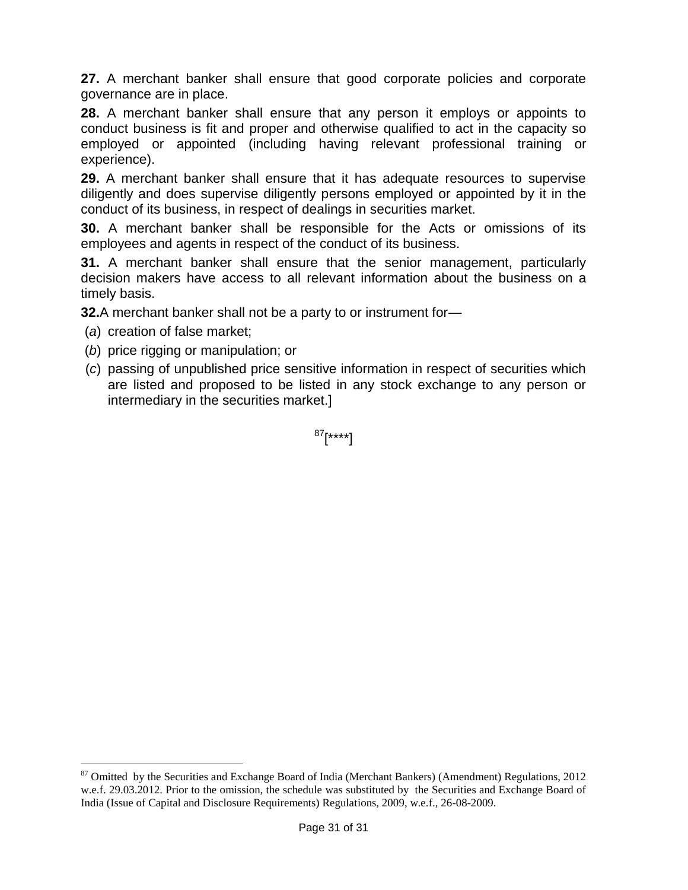**27.** A merchant banker shall ensure that good corporate policies and corporate governance are in place.

**28.** A merchant banker shall ensure that any person it employs or appoints to conduct business is fit and proper and otherwise qualified to act in the capacity so employed or appointed (including having relevant professional training or experience).

**29.** A merchant banker shall ensure that it has adequate resources to supervise diligently and does supervise diligently persons employed or appointed by it in the conduct of its business, in respect of dealings in securities market.

**30.** A merchant banker shall be responsible for the Acts or omissions of its employees and agents in respect of the conduct of its business.

**31.** A merchant banker shall ensure that the senior management, particularly decision makers have access to all relevant information about the business on a timely basis.

**32.**A merchant banker shall not be a party to or instrument for—

(*a*) creation of false market;

(*b*) price rigging or manipulation; or

(*c*) passing of unpublished price sensitive information in respect of securities which are listed and proposed to be listed in any stock exchange to any person or intermediary in the securities market.]

[87][****]

[87] Omitted by the Securities and Exchange Board of India (Merchant Bankers) (Amendment) Regulations, 2012 w.e.f. 29.03.2012. Prior to the omission, the schedule was substituted by the Securities and Exchange Board of India (Issue of Capital and Disclosure Requirements) Regulations, 2009, w.e.f., 26-08-2009.